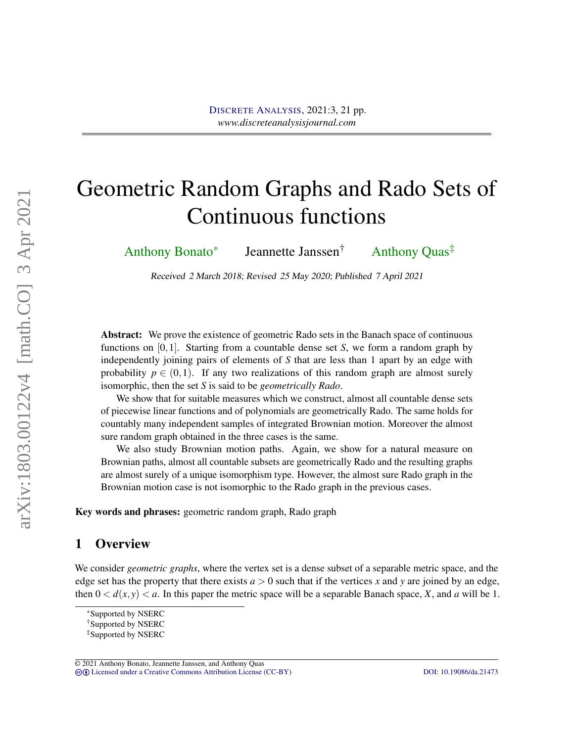# Geometric Random Graphs and Rado Sets of Continuous functions

Anthony Bonato* Jeannette Janssen† Anthony Quas‡

*Received 2 March 2018; Revised 25 May 2020; Published 7 April 2021*

**Abstract:** We prove the existence of geometric Rado sets in the Banach space of continuous functions on $[0,1]$. Starting from a countable dense set $S$, we form a random graph by independently joining pairs of elements of $S$ that are less than 1 apart by an edge with probability $p \in (0,1)$. If any two realizations of this random graph are almost surely isomorphic, then the set $S$ is said to be *geometrically Rado*.

We show that for suitable measures which we construct, almost all countable dense sets of piecewise linear functions and of polynomials are geometrically Rado. The same holds for countably many independent samples of integrated Brownian motion. Moreover the almost sure random graph obtained in the three cases is the same.

We also study Brownian motion paths. Again, we show for a natural measure on Brownian paths, almost all countable subsets are geometrically Rado and the resulting graphs are almost surely of a unique isomorphism type. However, the almost sure Rado graph in the Brownian motion case is not isomorphic to the Rado graph in the previous cases.

**Key words and phrases:** geometric random graph, Rado graph

## 1 Overview

We consider *geometric graphs*, where the vertex set is a dense subset of a separable metric space, and the edge set has the property that there exists $a > 0$ such that if the vertices $x$ and $y$ are joined by an edge, then $0 < d(x,y) < a$. In this paper the metric space will be a separable Banach space, $X$, and $a$ will be 1.

*Supported by NSERC

†Supported by NSERC

‡Supported by NSERC

© 2021 Anthony Bonato, Jeannette Janssen, and Anthony Quas
Licensed under a Creative Commons Attribution License (CC-BY) DOI: 10.19086/da.21473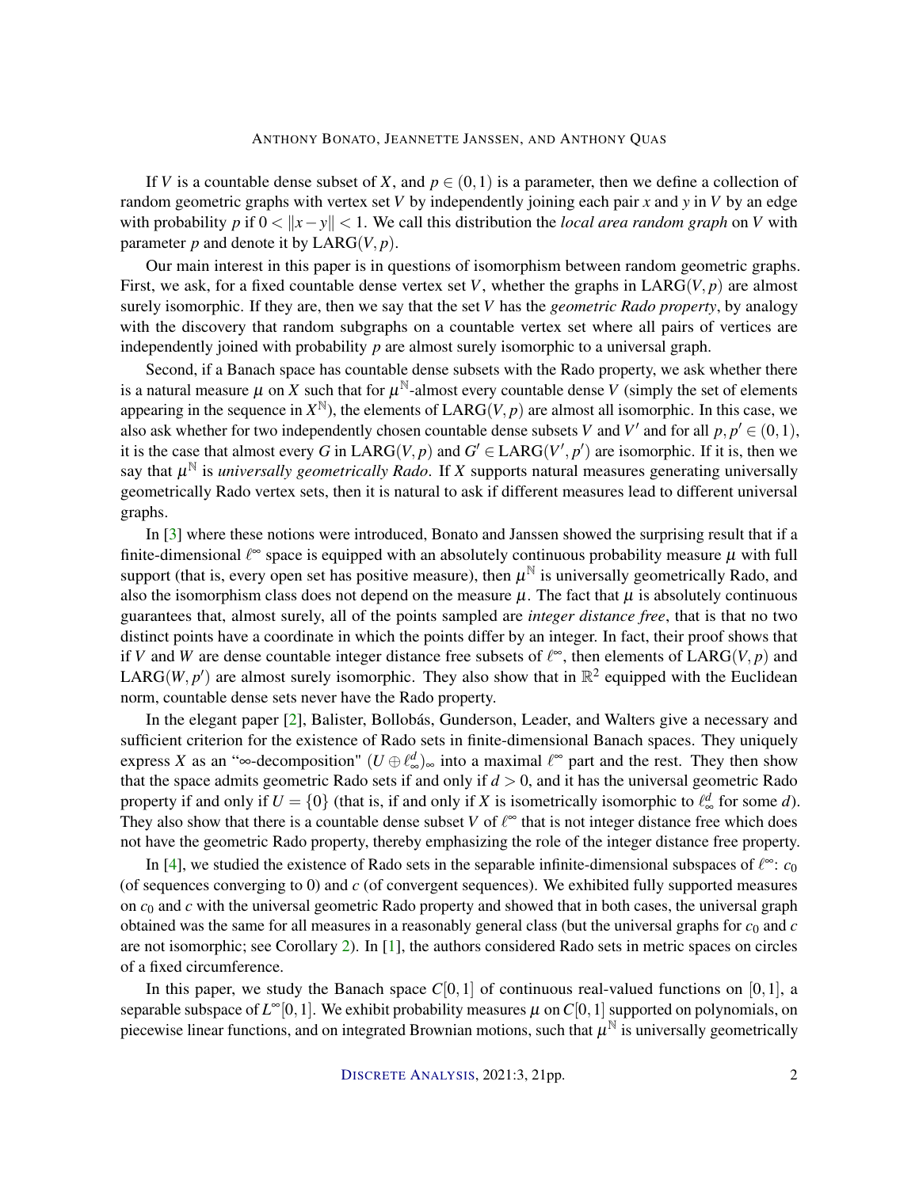If $V$ is a countable dense subset of $X$, and $p \in (0,1)$ is a parameter, then we define a collection of random geometric graphs with vertex set $V$ by independently joining each pair $x$ and $y$ in $V$ by an edge with probability $p$ if $0 < \|x-y\| < 1$. We call this distribution the *local area random graph* on $V$ with parameter $p$ and denote it by $\mathrm{LARG}(V,p)$.

Our main interest in this paper is in questions of isomorphism between random geometric graphs. First, we ask, for a fixed countable dense vertex set $V$, whether the graphs in $\mathrm{LARG}(V,p)$ are almost surely isomorphic. If they are, then we say that the set $V$ has the *geometric Rado property*, by analogy with the discovery that random subgraphs on a countable vertex set where all pairs of vertices are independently joined with probability $p$ are almost surely isomorphic to a universal graph.

Second, if a Banach space has countable dense subsets with the Rado property, we ask whether there is a natural measure $\mu$ on $X$ such that for $\mu^{\mathbb{N}}$-almost every countable dense $V$ (simply the set of elements appearing in the sequence in $X^{\mathbb{N}}$), the elements of $\mathrm{LARG}(V,p)$ are almost all isomorphic. In this case, we also ask whether for two independently chosen countable dense subsets $V$ and $V'$ and for all $p, p' \in (0,1)$, it is the case that almost every $G$ in $\mathrm{LARG}(V,p)$ and $G' \in \mathrm{LARG}(V',p')$ are isomorphic. If it is, then we say that $\mu^{\mathbb{N}}$ is *universally geometrically Rado*. If $X$ supports natural measures generating universally geometrically Rado vertex sets, then it is natural to ask if different measures lead to different universal graphs.

In [3] where these notions were introduced, Bonato and Janssen showed the surprising result that if a finite-dimensional $\ell^\infty$ space is equipped with an absolutely continuous probability measure $\mu$ with full support (that is, every open set has positive measure), then $\mu^{\mathbb{N}}$ is universally geometrically Rado, and also the isomorphism class does not depend on the measure $\mu$. The fact that $\mu$ is absolutely continuous guarantees that, almost surely, all of the points sampled are *integer distance free*, that is that no two distinct points have a coordinate in which the points differ by an integer. In fact, their proof shows that if $V$ and $W$ are dense countable integer distance free subsets of $\ell^\infty$, then elements of $\mathrm{LARG}(V,p)$ and $\mathrm{LARG}(W,p')$ are almost surely isomorphic. They also show that in $\mathbb{R}^2$ equipped with the Euclidean norm, countable dense sets never have the Rado property.

In the elegant paper [2], Balister, Bollobás, Gunderson, Leader, and Walters give a necessary and sufficient criterion for the existence of Rado sets in finite-dimensional Banach spaces. They uniquely express $X$ as an "$\infty$-decomposition" $(U \oplus \ell^d_\infty)_\infty$ into a maximal $\ell^\infty$ part and the rest. They then show that the space admits geometric Rado sets if and only if $d > 0$, and it has the universal geometric Rado property if and only if $U = \{0\}$ (that is, if and only if $X$ is isometrically isomorphic to $\ell^d_\infty$ for some $d$). They also show that there is a countable dense subset $V$ of $\ell^\infty$ that is not integer distance free which does not have the geometric Rado property, thereby emphasizing the role of the integer distance free property.

In [4], we studied the existence of Rado sets in the separable infinite-dimensional subspaces of $\ell^\infty$: $c_0$ (of sequences converging to 0) and $c$ (of convergent sequences). We exhibited fully supported measures on $c_0$ and $c$ with the universal geometric Rado property and showed that in both cases, the universal graph obtained was the same for all measures in a reasonably general class (but the universal graphs for $c_0$ and $c$ are not isomorphic; see Corollary 2). In [1], the authors considered Rado sets in metric spaces on circles of a fixed circumference.

In this paper, we study the Banach space $C[0,1]$ of continuous real-valued functions on $[0,1]$, a separable subspace of $L^\infty[0,1]$. We exhibit probability measures $\mu$ on $C[0,1]$ supported on polynomials, on piecewise linear functions, and on integrated Brownian motions, such that $\mu^{\mathbb{N}}$ is universally geometrically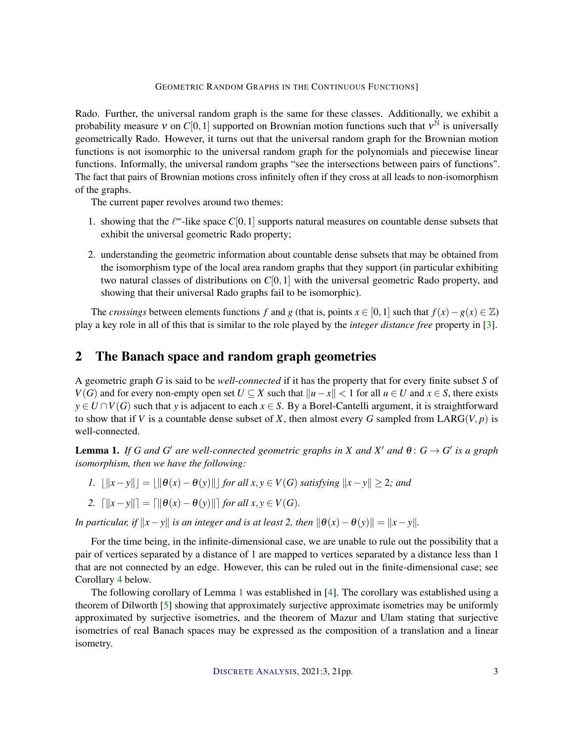Rado. Further, the universal random graph is the same for these classes. Additionally, we exhibit a probability measure $\nu$ on $C[0,1]$ supported on Brownian motion functions such that $\nu^{\mathbb{N}}$ is universally geometrically Rado. However, it turns out that the universal random graph for the Brownian motion functions is not isomorphic to the universal random graph for the polynomials and piecewise linear functions. Informally, the universal random graphs "see the intersections between pairs of functions". The fact that pairs of Brownian motions cross infinitely often if they cross at all leads to non-isomorphism of the graphs.

The current paper revolves around two themes:

1. showing that the $\ell^\infty$-like space $C[0,1]$ supports natural measures on countable dense subsets that exhibit the universal geometric Rado property;
2. understanding the geometric information about countable dense subsets that may be obtained from the isomorphism type of the local area random graphs that they support (in particular exhibiting two natural classes of distributions on $C[0,1]$ with the universal geometric Rado property, and showing that their universal Rado graphs fail to be isomorphic).

The *crossings* between elements functions $f$ and $g$ (that is, points $x \in [0,1]$ such that $f(x) - g(x) \in \mathbb{Z}$) play a key role in all of this that is similar to the role played by the *integer distance free* property in [3].

## 2 The Banach space and random graph geometries

A geometric graph $G$ is said to be *well-connected* if it has the property that for every finite subset $S$ of $V(G)$ and for every non-empty open set $U \subseteq X$ such that $\|u - x\| < 1$ for all $u \in U$ and $x \in S$, there exists $y \in U \cap V(G)$ such that $y$ is adjacent to each $x \in S$. By a Borel-Cantelli argument, it is straightforward to show that if $V$ is a countable dense subset of $X$, then almost every $G$ sampled from $\mathrm{LARG}(V, p)$ is well-connected.

**Lemma 1.** *If $G$ and $G'$ are well-connected geometric graphs in $X$ and $X'$ and $\theta \colon G \to G'$ is a graph isomorphism, then we have the following:*

1. $\lfloor \|x - y\| \rfloor = \lfloor \|\theta(x) - \theta(y)\| \rfloor$ *for all $x, y \in V(G)$ satisfying $\|x - y\| \geq 2$; and*
2. $\lceil \|x - y\| \rceil = \lceil \|\theta(x) - \theta(y)\| \rceil$ *for all $x, y \in V(G)$.*

*In particular, if $\|x - y\|$ is an integer and is at least 2, then $\|\theta(x) - \theta(y)\| = \|x - y\|$.*

For the time being, in the infinite-dimensional case, we are unable to rule out the possibility that a pair of vertices separated by a distance of 1 are mapped to vertices separated by a distance less than 1 that are not connected by an edge. However, this can be ruled out in the finite-dimensional case; see Corollary 4 below.

The following corollary of Lemma 1 was established in [4]. The corollary was established using a theorem of Dilworth [5] showing that approximately surjective approximate isometries may be uniformly approximated by surjective isometries, and the theorem of Mazur and Ulam stating that surjective isometries of real Banach spaces may be expressed as the composition of a translation and a linear isometry.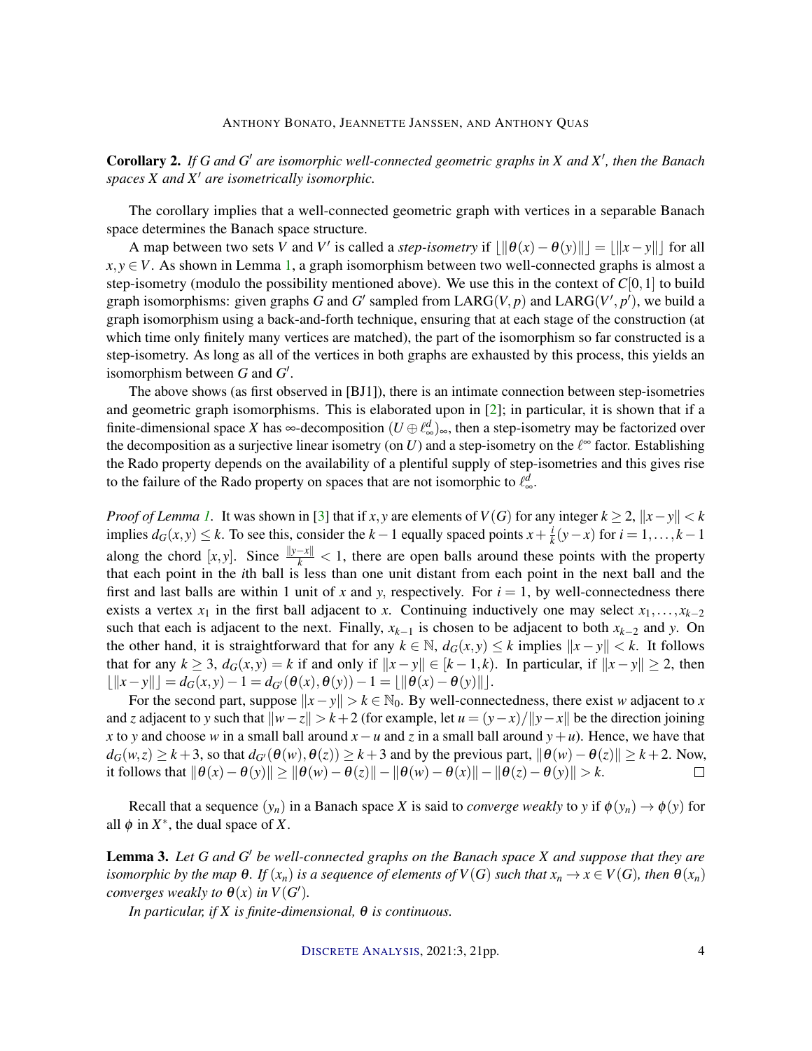**Corollary 2.** *If $G$ and $G'$ are isomorphic well-connected geometric graphs in $X$ and $X'$, then the Banach spaces $X$ and $X'$ are isometrically isomorphic.*

The corollary implies that a well-connected geometric graph with vertices in a separable Banach space determines the Banach space structure.

A map between two sets $V$ and $V'$ is called a *step-isometry* if $\lfloor \|\theta(x) - \theta(y)\| \rfloor = \lfloor \|x - y\| \rfloor$ for all $x, y \in V$. As shown in Lemma 1, a graph isomorphism between two well-connected graphs is almost a step-isometry (modulo the possibility mentioned above). We use this in the context of $C[0,1]$ to build graph isomorphisms: given graphs $G$ and $G'$ sampled from $\mathrm{LARG}(V, p)$ and $\mathrm{LARG}(V', p')$, we build a graph isomorphism using a back-and-forth technique, ensuring that at each stage of the construction (at which time only finitely many vertices are matched), the part of the isomorphism so far constructed is a step-isometry. As long as all of the vertices in both graphs are exhausted by this process, this yields an isomorphism between $G$ and $G'$.

The above shows (as first observed in [BJ1]), there is an intimate connection between step-isometries and geometric graph isomorphisms. This is elaborated upon in [2]; in particular, it is shown that if a finite-dimensional space $X$ has $\infty$-decomposition $(U \oplus \ell_\infty^d)_\infty$, then a step-isometry may be factorized over the decomposition as a surjective linear isometry (on $U$) and a step-isometry on the $\ell^\infty$ factor. Establishing the Rado property depends on the availability of a plentiful supply of step-isometries and this gives rise to the failure of the Rado property on spaces that are not isomorphic to $\ell_\infty^d$.

*Proof of Lemma 1.* It was shown in [3] that if $x, y$ are elements of $V(G)$ for any integer $k \geq 2$, $\|x - y\| < k$ implies $d_G(x, y) \leq k$. To see this, consider the $k - 1$ equally spaced points $x + \frac{i}{k}(y - x)$ for $i = 1, \ldots, k-1$ along the chord $[x, y]$. Since $\frac{\|y-x\|}{k} < 1$, there are open balls around these points with the property that each point in the $i$th ball is less than one unit distant from each point in the next ball and the first and last balls are within 1 unit of $x$ and $y$, respectively. For $i = 1$, by well-connectedness there exists a vertex $x_1$ in the first ball adjacent to $x$. Continuing inductively one may select $x_1, \ldots, x_{k-2}$ such that each is adjacent to the next. Finally, $x_{k-1}$ is chosen to be adjacent to both $x_{k-2}$ and $y$. On the other hand, it is straightforward that for any $k \in \mathbb{N}$, $d_G(x, y) \leq k$ implies $\|x - y\| < k$. It follows that for any $k \geq 3$, $d_G(x, y) = k$ if and only if $\|x - y\| \in [k-1, k)$. In particular, if $\|x - y\| \geq 2$, then $\lfloor \|x - y\| \rfloor = d_G(x, y) - 1 = d_{G'}(\theta(x), \theta(y)) - 1 = \lfloor \|\theta(x) - \theta(y)\| \rfloor$.

For the second part, suppose $\|x - y\| > k \in \mathbb{N}_0$. By well-connectedness, there exist $w$ adjacent to $x$ and $z$ adjacent to $y$ such that $\|w - z\| > k + 2$ (for example, let $u = (y - x)/\|y - x\|$ be the direction joining $x$ to $y$ and choose $w$ in a small ball around $x - u$ and $z$ in a small ball around $y + u$). Hence, we have that $d_G(w, z) \geq k + 3$, so that $d_{G'}(\theta(w), \theta(z)) \geq k + 3$ and by the previous part, $\|\theta(w) - \theta(z)\| \geq k + 2$. Now, it follows that $\|\theta(x) - \theta(y)\| \geq \|\theta(w) - \theta(z)\| - \|\theta(w) - \theta(x)\| - \|\theta(z) - \theta(y)\| > k$. $\square$

Recall that a sequence $(y_n)$ in a Banach space $X$ is said to *converge weakly* to $y$ if $\phi(y_n) \to \phi(y)$ for all $\phi$ in $X^*$, the dual space of $X$.

**Lemma 3.** *Let $G$ and $G'$ be well-connected graphs on the Banach space $X$ and suppose that they are isomorphic by the map $\theta$. If $(x_n)$ is a sequence of elements of $V(G)$ such that $x_n \to x \in V(G)$, then $\theta(x_n)$ converges weakly to $\theta(x)$ in $V(G')$.*

*In particular, if $X$ is finite-dimensional, $\theta$ is continuous.*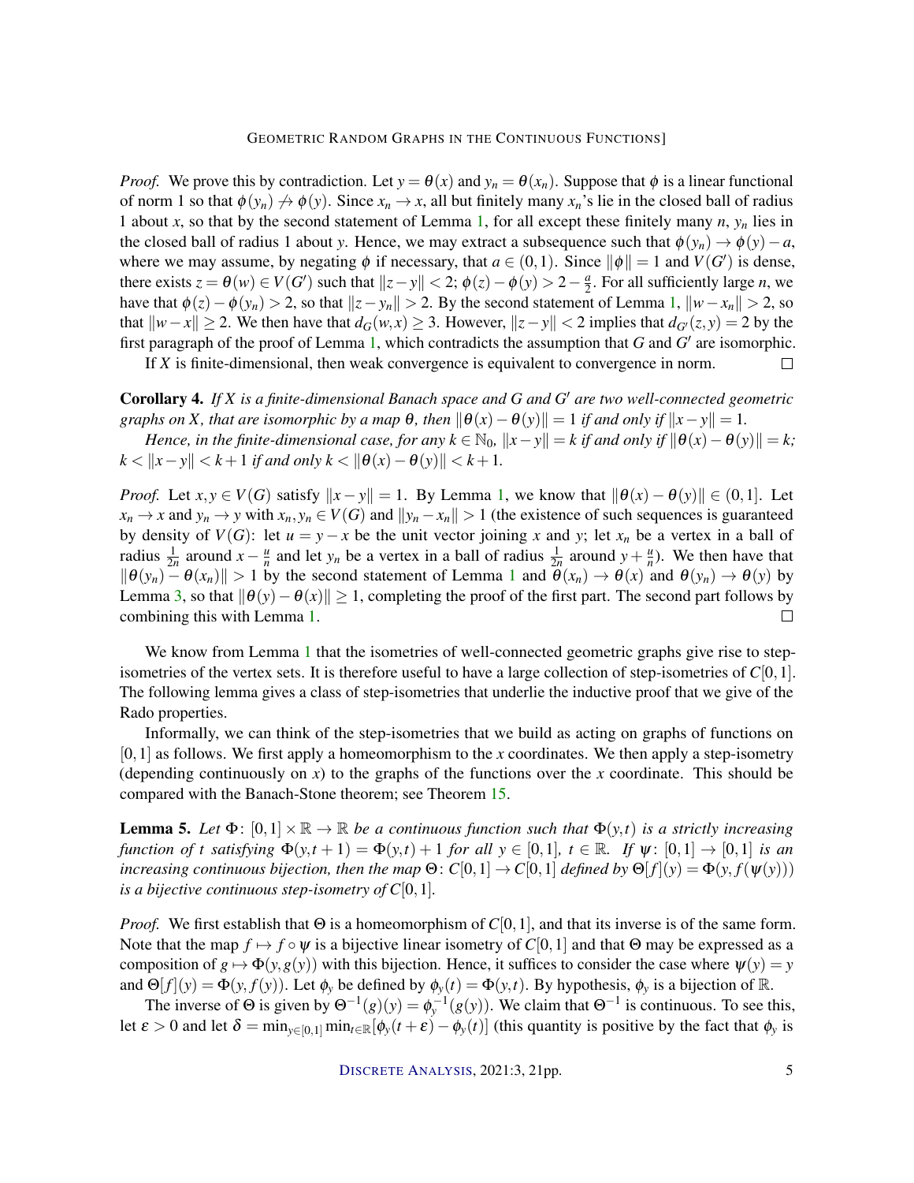*Proof.* We prove this by contradiction. Let $y = \theta(x)$ and $y_n = \theta(x_n)$. Suppose that $\phi$ is a linear functional of norm 1 so that $\phi(y_n) \not\to \phi(y)$. Since $x_n \to x$, all but finitely many $x_n$'s lie in the closed ball of radius 1 about $x$, so that by the second statement of Lemma 1, for all except these finitely many $n$, $y_n$ lies in the closed ball of radius 1 about $y$. Hence, we may extract a subsequence such that $\phi(y_n) \to \phi(y) - a$, where we may assume, by negating $\phi$ if necessary, that $a \in (0,1)$. Since $\|\phi\| = 1$ and $V(G')$ is dense, there exists $z = \theta(w) \in V(G')$ such that $\|z - y\| < 2$; $\phi(z) - \phi(y) > 2 - \frac{a}{2}$. For all sufficiently large $n$, we have that $\phi(z) - \phi(y_n) > 2$, so that $\|z - y_n\| > 2$. By the second statement of Lemma 1, $\|w - x_n\| > 2$, so that $\|w - x\| \geq 2$. We then have that $d_G(w,x) \geq 3$. However, $\|z - y\| < 2$ implies that $d_{G'}(z,y) = 2$ by the first paragraph of the proof of Lemma 1, which contradicts the assumption that $G$ and $G'$ are isomorphic.

If $X$ is finite-dimensional, then weak convergence is equivalent to convergence in norm. $\square$

**Corollary 4.** *If $X$ is a finite-dimensional Banach space and $G$ and $G'$ are two well-connected geometric graphs on $X$, that are isomorphic by a map $\theta$, then $\|\theta(x) - \theta(y)\| = 1$ if and only if $\|x - y\| = 1$.*

*Hence, in the finite-dimensional case, for any $k \in \mathbb{N}_0$, $\|x - y\| = k$ if and only if $\|\theta(x) - \theta(y)\| = k$; $k < \|x - y\| < k+1$ if and only $k < \|\theta(x) - \theta(y)\| < k+1$.*

*Proof.* Let $x, y \in V(G)$ satisfy $\|x - y\| = 1$. By Lemma 1, we know that $\|\theta(x) - \theta(y)\| \in (0,1]$. Let $x_n \to x$ and $y_n \to y$ with $x_n, y_n \in V(G)$ and $\|y_n - x_n\| > 1$ (the existence of such sequences is guaranteed by density of $V(G)$: let $u = y - x$ be the unit vector joining $x$ and $y$; let $x_n$ be a vertex in a ball of radius $\frac{1}{2n}$ around $x - \frac{u}{n}$ and let $y_n$ be a vertex in a ball of radius $\frac{1}{2n}$ around $y + \frac{u}{n}$). We then have that $\|\theta(y_n) - \theta(x_n)\| > 1$ by the second statement of Lemma 1 and $\theta(x_n) \to \theta(x)$ and $\theta(y_n) \to \theta(y)$ by Lemma 3, so that $\|\theta(y) - \theta(x)\| \geq 1$, completing the proof of the first part. The second part follows by combining this with Lemma 1. $\square$

We know from Lemma 1 that the isometries of well-connected geometric graphs give rise to step-isometries of the vertex sets. It is therefore useful to have a large collection of step-isometries of $C[0,1]$. The following lemma gives a class of step-isometries that underlie the inductive proof that we give of the Rado properties.

Informally, we can think of the step-isometries that we build as acting on graphs of functions on $[0,1]$ as follows. We first apply a homeomorphism to the $x$ coordinates. We then apply a step-isometry (depending continuously on $x$) to the graphs of the functions over the $x$ coordinate. This should be compared with the Banach-Stone theorem; see Theorem 15.

**Lemma 5.** *Let $\Phi\colon [0,1] \times \mathbb{R} \to \mathbb{R}$ be a continuous function such that $\Phi(y,t)$ is a strictly increasing function of $t$ satisfying $\Phi(y,t+1) = \Phi(y,t) + 1$ for all $y \in [0,1]$, $t \in \mathbb{R}$. If $\psi\colon [0,1] \to [0,1]$ is an increasing continuous bijection, then the map $\Theta\colon C[0,1] \to C[0,1]$ defined by $\Theta[f](y) = \Phi(y, f(\psi(y)))$ is a bijective continuous step-isometry of $C[0,1]$.*

*Proof.* We first establish that $\Theta$ is a homeomorphism of $C[0,1]$, and that its inverse is of the same form. Note that the map $f \mapsto f \circ \psi$ is a bijective linear isometry of $C[0,1]$ and that $\Theta$ may be expressed as a composition of $g \mapsto \Phi(y, g(y))$ with this bijection. Hence, it suffices to consider the case where $\psi(y) = y$ and $\Theta[f](y) = \Phi(y, f(y))$. Let $\phi_y$ be defined by $\phi_y(t) = \Phi(y,t)$. By hypothesis, $\phi_y$ is a bijection of $\mathbb{R}$.

The inverse of $\Theta$ is given by $\Theta^{-1}(g)(y) = \phi_y^{-1}(g(y))$. We claim that $\Theta^{-1}$ is continuous. To see this, let $\varepsilon > 0$ and let $\delta = \min_{y \in [0,1]} \min_{t \in \mathbb{R}} [\phi_y(t + \varepsilon) - \phi_y(t)]$ (this quantity is positive by the fact that $\phi_y$ is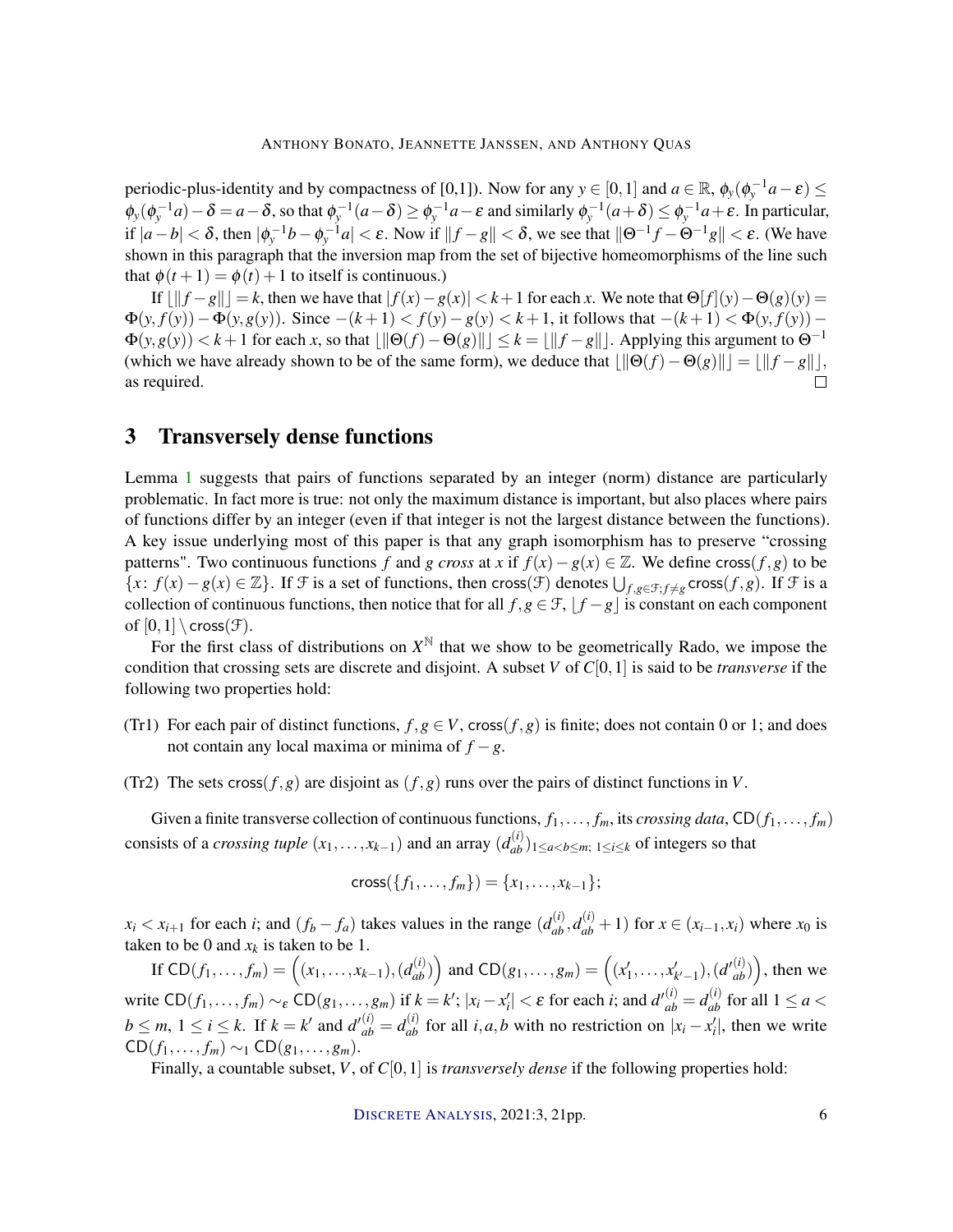periodic-plus-identity and by compactness of [0,1]). Now for any $y \in [0,1]$ and $a \in \mathbb{R}$, $\phi_y(\phi_y^{-1}a - \varepsilon) \leq \phi_y(\phi_y^{-1}a) - \delta = a - \delta$, so that $\phi_y^{-1}(a-\delta) \geq \phi_y^{-1}a - \varepsilon$ and similarly $\phi_y^{-1}(a+\delta) \leq \phi_y^{-1}a + \varepsilon$. In particular, if $|a-b| < \delta$, then $|\phi_y^{-1}b - \phi_y^{-1}a| < \varepsilon$. Now if $\|f-g\| < \delta$, we see that $\|\Theta^{-1}f - \Theta^{-1}g\| < \varepsilon$. (We have shown in this paragraph that the inversion map from the set of bijective homeomorphisms of the line such that $\phi(t+1) = \phi(t) + 1$ to itself is continuous.)

If $\lfloor \|f-g\| \rfloor = k$, then we have that $|f(x) - g(x)| < k+1$ for each $x$. We note that $\Theta[f](y) - \Theta(g)(y) = \Phi(y, f(y)) - \Phi(y, g(y))$. Since $-(k+1) < f(y) - g(y) < k+1$, it follows that $-(k+1) < \Phi(y, f(y)) - \Phi(y, g(y)) < k+1$ for each $x$, so that $\lfloor \|\Theta(f) - \Theta(g)\| \rfloor \leq k = \lfloor \|f-g\| \rfloor$. Applying this argument to $\Theta^{-1}$ (which we have already shown to be of the same form), we deduce that $\lfloor \|\Theta(f) - \Theta(g)\| \rfloor = \lfloor \|f-g\| \rfloor$, as required. □

# 3 Transversely dense functions

Lemma 1 suggests that pairs of functions separated by an integer (norm) distance are particularly problematic. In fact more is true: not only the maximum distance is important, but also places where pairs of functions differ by an integer (even if that integer is not the largest distance between the functions). A key issue underlying most of this paper is that any graph isomorphism has to preserve "crossing patterns". Two continuous functions $f$ and $g$ *cross* at $x$ if $f(x) - g(x) \in \mathbb{Z}$. We define $\mathsf{cross}(f,g)$ to be $\{x \colon f(x) - g(x) \in \mathbb{Z}\}$. If $\mathcal{F}$ is a set of functions, then $\mathsf{cross}(\mathcal{F})$ denotes $\bigcup_{f,g \in \mathcal{F}; f \neq g} \mathsf{cross}(f,g)$. If $\mathcal{F}$ is a collection of continuous functions, then notice that for all $f, g \in \mathcal{F}$, $\lfloor f - g \rfloor$ is constant on each component of $[0,1] \setminus \mathsf{cross}(\mathcal{F})$.

For the first class of distributions on $X^{\mathbb{N}}$ that we show to be geometrically Rado, we impose the condition that crossing sets are discrete and disjoint. A subset $V$ of $C[0,1]$ is said to be *transverse* if the following two properties hold:

(Tr1) For each pair of distinct functions, $f, g \in V$, $\mathsf{cross}(f,g)$ is finite; does not contain 0 or 1; and does not contain any local maxima or minima of $f - g$.

(Tr2) The sets $\mathsf{cross}(f,g)$ are disjoint as $(f,g)$ runs over the pairs of distinct functions in $V$.

Given a finite transverse collection of continuous functions, $f_1, \ldots, f_m$, its *crossing data*, $\mathsf{CD}(f_1, \ldots, f_m)$ consists of a *crossing tuple* $(x_1, \ldots, x_{k-1})$ and an array $(d_{ab}^{(i)})_{1 \leq a < b \leq m;\ 1 \leq i \leq k}$ of integers so that

$$\mathsf{cross}(\{f_1, \ldots, f_m\}) = \{x_1, \ldots, x_{k-1}\};$$

$x_i < x_{i+1}$ for each $i$; and $(f_b - f_a)$ takes values in the range $(d_{ab}^{(i)}, d_{ab}^{(i)} + 1)$ for $x \in (x_{i-1}, x_i)$ where $x_0$ is taken to be 0 and $x_k$ is taken to be 1.

If $\mathsf{CD}(f_1, \ldots, f_m) = \left((x_1, \ldots, x_{k-1}), (d_{ab}^{(i)})\right)$ and $\mathsf{CD}(g_1, \ldots, g_m) = \left((x'_1, \ldots, x'_{k'-1}), ({d'}_{ab}^{(i)})\right)$, then we write $\mathsf{CD}(f_1, \ldots, f_m) \sim_\varepsilon \mathsf{CD}(g_1, \ldots, g_m)$ if $k = k'$; $|x_i - x'_i| < \varepsilon$ for each $i$; and ${d'}_{ab}^{(i)} = d_{ab}^{(i)}$ for all $1 \leq a < b \leq m$, $1 \leq i \leq k$. If $k = k'$ and ${d'}_{ab}^{(i)} = d_{ab}^{(i)}$ for all $i, a, b$ with no restriction on $|x_i - x'_i|$, then we write $\mathsf{CD}(f_1, \ldots, f_m) \sim_1 \mathsf{CD}(g_1, \ldots, g_m)$.

Finally, a countable subset, $V$, of $C[0,1]$ is *transversely dense* if the following properties hold: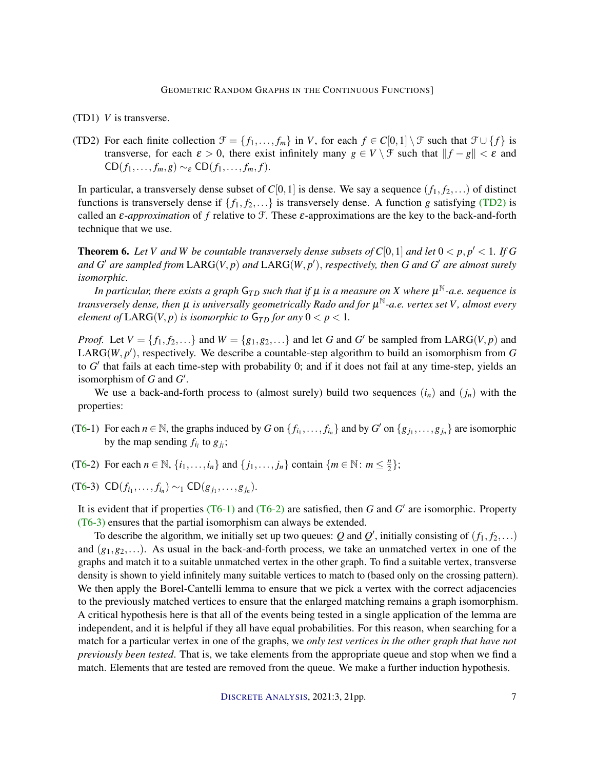(TD1) $V$ is transverse.

(TD2) For each finite collection $\mathcal{F} = \{f_1, \ldots, f_m\}$ in $V$, for each $f \in C[0,1] \setminus \mathcal{F}$ such that $\mathcal{F} \cup \{f\}$ is transverse, for each $\varepsilon > 0$, there exist infinitely many $g \in V \setminus \mathcal{F}$ such that $\|f - g\| < \varepsilon$ and $\mathsf{CD}(f_1, \ldots, f_m, g) \sim_\varepsilon \mathsf{CD}(f_1, \ldots, f_m, f)$.

In particular, a transversely dense subset of $C[0,1]$ is dense. We say a sequence $(f_1, f_2, \ldots)$ of distinct functions is transversely dense if $\{f_1, f_2, \ldots\}$ is transversely dense. A function $g$ satisfying (TD2) is called an *$\varepsilon$-approximation* of $f$ relative to $\mathcal{F}$. These $\varepsilon$-approximations are the key to the back-and-forth technique that we use.

**Theorem 6.** *Let $V$ and $W$ be countable transversely dense subsets of $C[0,1]$ and let $0 < p, p' < 1$. If $G$ and $G'$ are sampled from $\mathrm{LARG}(V, p)$ and $\mathrm{LARG}(W, p')$, respectively, then $G$ and $G'$ are almost surely isomorphic.*

*In particular, there exists a graph $\mathsf{G}_{TD}$ such that if $\mu$ is a measure on $X$ where $\mu^{\mathbb{N}}$-a.e. sequence is transversely dense, then $\mu$ is universally geometrically Rado and for $\mu^{\mathbb{N}}$-a.e. vertex set $V$, almost every element of $\mathrm{LARG}(V, p)$ is isomorphic to $\mathsf{G}_{TD}$ for any $0 < p < 1$.*

*Proof.* Let $V = \{f_1, f_2, \ldots\}$ and $W = \{g_1, g_2, \ldots\}$ and let $G$ and $G'$ be sampled from $\mathrm{LARG}(V, p)$ and $\mathrm{LARG}(W, p')$, respectively. We describe a countable-step algorithm to build an isomorphism from $G$ to $G'$ that fails at each time-step with probability 0; and if it does not fail at any time-step, yields an isomorphism of $G$ and $G'$.

We use a back-and-forth process to (almost surely) build two sequences $(i_n)$ and $(j_n)$ with the properties:

(T6-1) For each $n \in \mathbb{N}$, the graphs induced by $G$ on $\{f_{i_1}, \ldots, f_{i_n}\}$ and by $G'$ on $\{g_{j_1}, \ldots, g_{j_n}\}$ are isomorphic by the map sending $f_{i_l}$ to $g_{j_l}$;

(T6-2) For each $n \in \mathbb{N}$, $\{i_1, \ldots, i_n\}$ and $\{j_1, \ldots, j_n\}$ contain $\{m \in \mathbb{N} \colon m \leq \frac{n}{2}\}$;

(T6-3) $\mathsf{CD}(f_{i_1}, \ldots, f_{i_n}) \sim_1 \mathsf{CD}(g_{j_1}, \ldots, g_{j_n})$.

It is evident that if properties (T6-1) and (T6-2) are satisfied, then $G$ and $G'$ are isomorphic. Property (T6-3) ensures that the partial isomorphism can always be extended.

To describe the algorithm, we initially set up two queues: $Q$ and $Q'$, initially consisting of $(f_1, f_2, \ldots)$ and $(g_1, g_2, \ldots)$. As usual in the back-and-forth process, we take an unmatched vertex in one of the graphs and match it to a suitable unmatched vertex in the other graph. To find a suitable vertex, transverse density is shown to yield infinitely many suitable vertices to match to (based only on the crossing pattern). We then apply the Borel-Cantelli lemma to ensure that we pick a vertex with the correct adjacencies to the previously matched vertices to ensure that the enlarged matching remains a graph isomorphism. A critical hypothesis here is that all of the events being tested in a single application of the lemma are independent, and it is helpful if they all have equal probabilities. For this reason, when searching for a match for a particular vertex in one of the graphs, we *only test vertices in the other graph that have not previously been tested*. That is, we take elements from the appropriate queue and stop when we find a match. Elements that are tested are removed from the queue. We make a further induction hypothesis.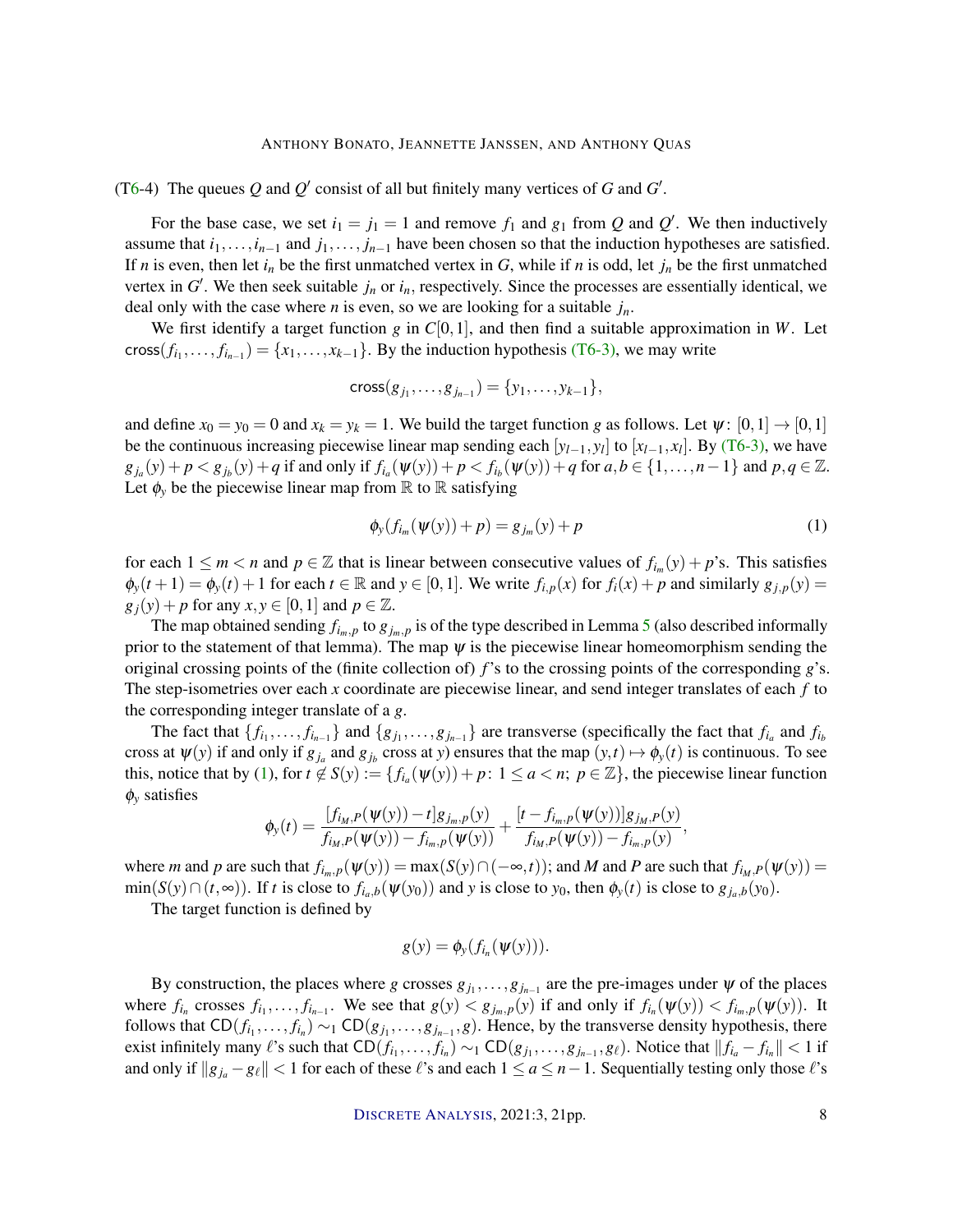(T6-4) The queues $Q$ and $Q'$ consist of all but finitely many vertices of $G$ and $G'$.

For the base case, we set $i_1 = j_1 = 1$ and remove $f_1$ and $g_1$ from $Q$ and $Q'$. We then inductively assume that $i_1, \ldots, i_{n-1}$ and $j_1, \ldots, j_{n-1}$ have been chosen so that the induction hypotheses are satisfied. If $n$ is even, then let $i_n$ be the first unmatched vertex in $G$, while if $n$ is odd, let $j_n$ be the first unmatched vertex in $G'$. We then seek suitable $j_n$ or $i_n$, respectively. Since the processes are essentially identical, we deal only with the case where $n$ is even, so we are looking for a suitable $j_n$.

We first identify a target function $g$ in $C[0,1]$, and then find a suitable approximation in $W$. Let $\mathsf{cross}(f_{i_1}, \ldots, f_{i_{n-1}}) = \{x_1, \ldots, x_{k-1}\}$. By the induction hypothesis (T6-3), we may write

$$\mathsf{cross}(g_{j_1}, \ldots, g_{j_{n-1}}) = \{y_1, \ldots, y_{k-1}\},$$

and define $x_0 = y_0 = 0$ and $x_k = y_k = 1$. We build the target function $g$ as follows. Let $\psi\colon [0,1] \to [0,1]$ be the continuous increasing piecewise linear map sending each $[y_{l-1}, y_l]$ to $[x_{l-1}, x_l]$. By (T6-3), we have $g_{j_a}(y) + p < g_{j_b}(y) + q$ if and only if $f_{i_a}(\psi(y)) + p < f_{i_b}(\psi(y)) + q$ for $a, b \in \{1, \ldots, n-1\}$ and $p, q \in \mathbb{Z}$. Let $\phi_y$ be the piecewise linear map from $\mathbb{R}$ to $\mathbb{R}$ satisfying

$$\phi_y(f_{i_m}(\psi(y)) + p) = g_{j_m}(y) + p \tag{1}$$

for each $1 \le m < n$ and $p \in \mathbb{Z}$ that is linear between consecutive values of $f_{i_m}(y) + p$'s. This satisfies $\phi_y(t+1) = \phi_y(t) + 1$ for each $t \in \mathbb{R}$ and $y \in [0,1]$. We write $f_{i,p}(x)$ for $f_i(x) + p$ and similarly $g_{j,p}(y) = g_j(y) + p$ for any $x, y \in [0,1]$ and $p \in \mathbb{Z}$.

The map obtained sending $f_{i_m,p}$ to $g_{j_m,p}$ is of the type described in Lemma 5 (also described informally prior to the statement of that lemma). The map $\psi$ is the piecewise linear homeomorphism sending the original crossing points of the (finite collection of) $f$'s to the crossing points of the corresponding $g$'s. The step-isometries over each $x$ coordinate are piecewise linear, and send integer translates of each $f$ to the corresponding integer translate of a $g$.

The fact that $\{f_{i_1}, \ldots, f_{i_{n-1}}\}$ and $\{g_{j_1}, \ldots, g_{j_{n-1}}\}$ are transverse (specifically the fact that $f_{i_a}$ and $f_{i_b}$ cross at $\psi(y)$ if and only if $g_{j_a}$ and $g_{j_b}$ cross at $y$) ensures that the map $(y,t) \mapsto \phi_y(t)$ is continuous. To see this, notice that by (1), for $t \notin S(y) := \{f_{i_a}(\psi(y)) + p \colon 1 \le a < n;\ p \in \mathbb{Z}\}$, the piecewise linear function $\phi_y$ satisfies

$$\phi_y(t) = \frac{[f_{i_M,P}(\psi(y)) - t]g_{j_m,p}(y)}{f_{i_M,P}(\psi(y)) - f_{i_m,p}(\psi(y))} + \frac{[t - f_{i_m,p}(\psi(y))]g_{j_M,P}(y)}{f_{i_M,P}(\psi(y)) - f_{i_m,p}(y)},$$

where $m$ and $p$ are such that $f_{i_m,p}(\psi(y)) = \max(S(y) \cap (-\infty, t))$; and $M$ and $P$ are such that $f_{i_M,P}(\psi(y)) = \min(S(y) \cap (t, \infty))$. If $t$ is close to $f_{i_a,b}(\psi(y_0))$ and $y$ is close to $y_0$, then $\phi_y(t)$ is close to $g_{j_a,b}(y_0)$.

The target function is defined by

$$g(y) = \phi_y(f_{i_n}(\psi(y))).$$

By construction, the places where $g$ crosses $g_{j_1}, \ldots, g_{j_{n-1}}$ are the pre-images under $\psi$ of the places where $f_{i_n}$ crosses $f_{i_1}, \ldots, f_{i_{n-1}}$. We see that $g(y) < g_{j_m,p}(y)$ if and only if $f_{i_n}(\psi(y)) < f_{i_m,p}(\psi(y))$. It follows that $\mathsf{CD}(f_{i_1}, \ldots, f_{i_n}) \sim_1 \mathsf{CD}(g_{j_1}, \ldots, g_{j_{n-1}}, g)$. Hence, by the transverse density hypothesis, there exist infinitely many $\ell$'s such that $\mathsf{CD}(f_{i_1}, \ldots, f_{i_n}) \sim_1 \mathsf{CD}(g_{j_1}, \ldots, g_{j_{n-1}}, g_\ell)$. Notice that $\|f_{i_a} - f_{i_n}\| < 1$ if and only if $\|g_{j_a} - g_\ell\| < 1$ for each of these $\ell$'s and each $1 \le a \le n-1$. Sequentially testing only those $\ell$'s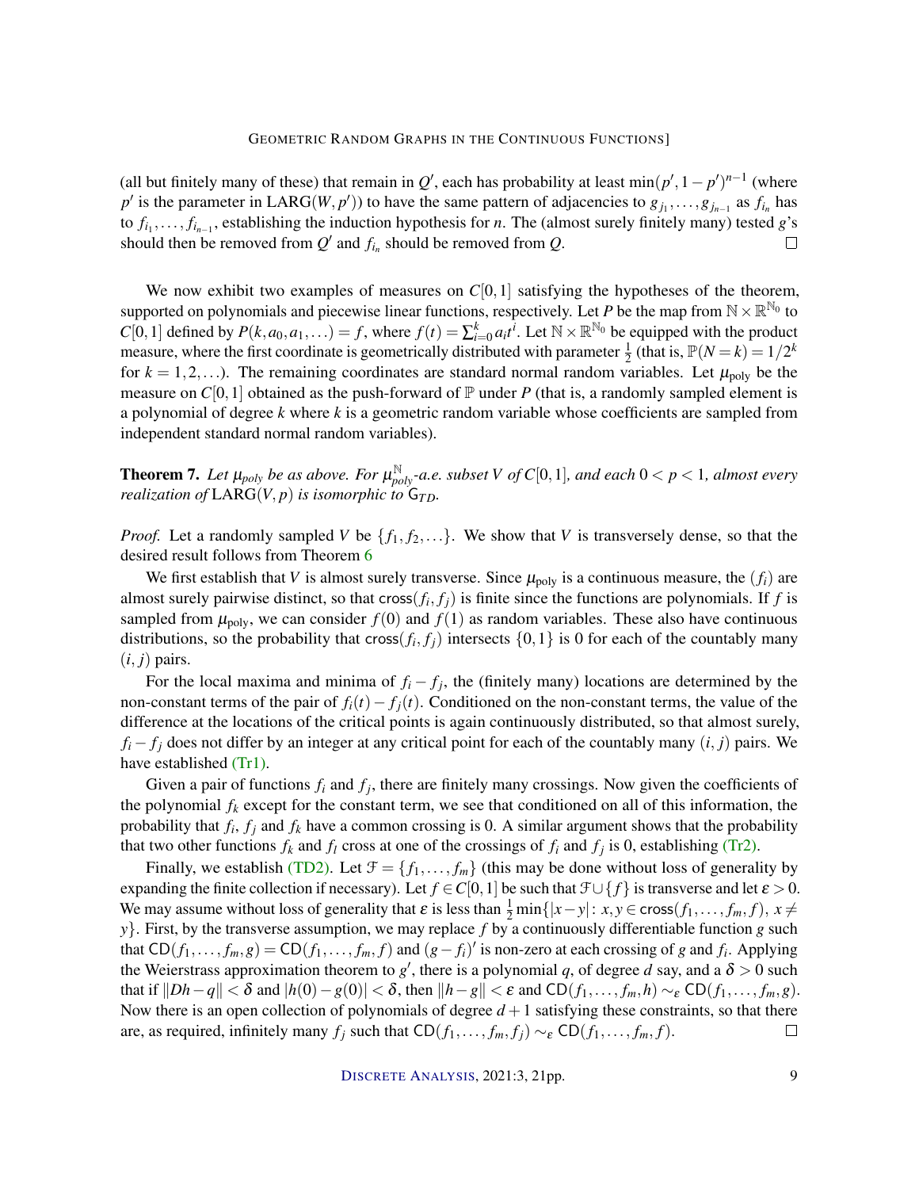(all but finitely many of these) that remain in $Q'$, each has probability at least $\min(p', 1-p')^{n-1}$ (where $p'$ is the parameter in $\mathrm{LARG}(W, p')$) to have the same pattern of adjacencies to $g_{j_1}, \ldots, g_{j_{n-1}}$ as $f_{i_n}$ has to $f_{i_1}, \ldots, f_{i_{n-1}}$, establishing the induction hypothesis for $n$. The (almost surely finitely many) tested $g$'s should then be removed from $Q'$ and $f_{i_n}$ should be removed from $Q$. $\square$

We now exhibit two examples of measures on $C[0,1]$ satisfying the hypotheses of the theorem, supported on polynomials and piecewise linear functions, respectively. Let $P$ be the map from $\mathbb{N} \times \mathbb{R}^{\mathbb{N}_0}$ to $C[0,1]$ defined by $P(k, a_0, a_1, \ldots) = f$, where $f(t) = \sum_{i=0}^{k} a_i t^i$. Let $\mathbb{N} \times \mathbb{R}^{\mathbb{N}_0}$ be equipped with the product measure, where the first coordinate is geometrically distributed with parameter $\frac{1}{2}$ (that is, $\mathbb{P}(N = k) = 1/2^k$ for $k = 1, 2, \ldots$). The remaining coordinates are standard normal random variables. Let $\mu_{\mathrm{poly}}$ be the measure on $C[0,1]$ obtained as the push-forward of $\mathbb{P}$ under $P$ (that is, a randomly sampled element is a polynomial of degree $k$ where $k$ is a geometric random variable whose coefficients are sampled from independent standard normal random variables).

**Theorem 7.** *Let $\mu_{poly}$ be as above. For $\mu_{poly}^{\mathbb{N}}$-a.e. subset $V$ of $C[0,1]$, and each $0 < p < 1$, almost every realization of $\mathrm{LARG}(V, p)$ is isomorphic to $\mathsf{G}_{TD}$.*

*Proof.* Let a randomly sampled $V$ be $\{f_1, f_2, \ldots\}$. We show that $V$ is transversely dense, so that the desired result follows from Theorem 6

We first establish that $V$ is almost surely transverse. Since $\mu_{\mathrm{poly}}$ is a continuous measure, the $(f_i)$ are almost surely pairwise distinct, so that $\mathsf{cross}(f_i, f_j)$ is finite since the functions are polynomials. If $f$ is sampled from $\mu_{\mathrm{poly}}$, we can consider $f(0)$ and $f(1)$ as random variables. These also have continuous distributions, so the probability that $\mathsf{cross}(f_i, f_j)$ intersects $\{0,1\}$ is 0 for each of the countably many $(i, j)$ pairs.

For the local maxima and minima of $f_i - f_j$, the (finitely many) locations are determined by the non-constant terms of the pair of $f_i(t) - f_j(t)$. Conditioned on the non-constant terms, the value of the difference at the locations of the critical points is again continuously distributed, so that almost surely, $f_i - f_j$ does not differ by an integer at any critical point for each of the countably many $(i, j)$ pairs. We have established (Tr1).

Given a pair of functions $f_i$ and $f_j$, there are finitely many crossings. Now given the coefficients of the polynomial $f_k$ except for the constant term, we see that conditioned on all of this information, the probability that $f_i$, $f_j$ and $f_k$ have a common crossing is 0. A similar argument shows that the probability that two other functions $f_k$ and $f_l$ cross at one of the crossings of $f_i$ and $f_j$ is 0, establishing (Tr2).

Finally, we establish (TD2). Let $\mathcal{F} = \{f_1, \ldots, f_m\}$ (this may be done without loss of generality by expanding the finite collection if necessary). Let $f \in C[0,1]$ be such that $\mathcal{F} \cup \{f\}$ is transverse and let $\varepsilon > 0$. We may assume without loss of generality that $\varepsilon$ is less than $\frac{1}{2}\min\{|x-y| \colon x, y \in \mathsf{cross}(f_1, \ldots, f_m, f),\ x \neq y\}$. First, by the transverse assumption, we may replace $f$ by a continuously differentiable function $g$ such that $\mathsf{CD}(f_1, \ldots, f_m, g) = \mathsf{CD}(f_1, \ldots, f_m, f)$ and $(g - f_i)'$ is non-zero at each crossing of $g$ and $f_i$. Applying the Weierstrass approximation theorem to $g'$, there is a polynomial $q$, of degree $d$ say, and a $\delta > 0$ such that if $\|Dh - q\| < \delta$ and $|h(0) - g(0)| < \delta$, then $\|h - g\| < \varepsilon$ and $\mathsf{CD}(f_1, \ldots, f_m, h) \sim_\varepsilon \mathsf{CD}(f_1, \ldots, f_m, g)$. Now there is an open collection of polynomials of degree $d+1$ satisfying these constraints, so that there are, as required, infinitely many $f_j$ such that $\mathsf{CD}(f_1, \ldots, f_m, f_j) \sim_\varepsilon \mathsf{CD}(f_1, \ldots, f_m, f)$. $\square$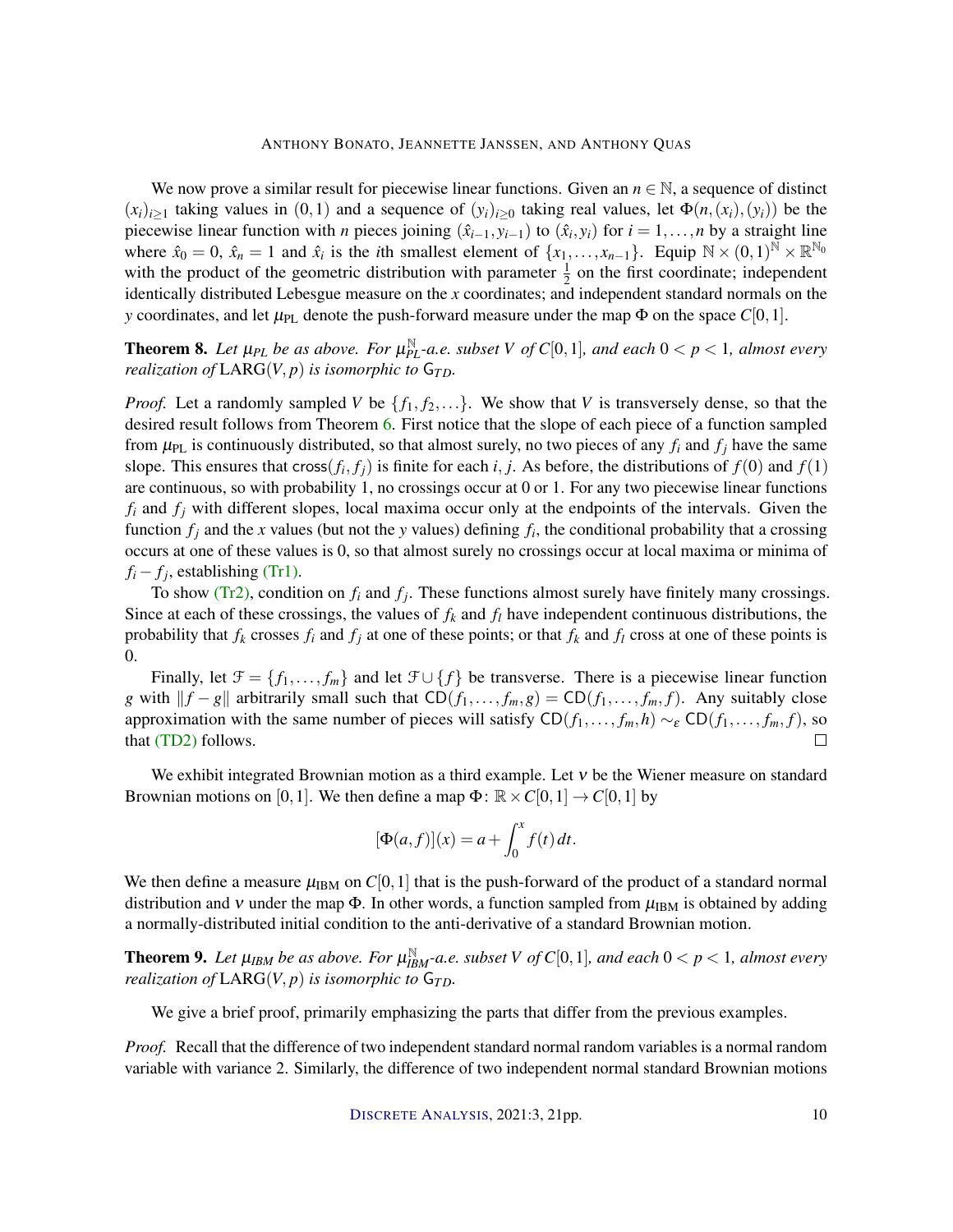We now prove a similar result for piecewise linear functions. Given an $n \in \mathbb{N}$, a sequence of distinct $(x_i)_{i\geq 1}$ taking values in $(0,1)$ and a sequence of $(y_i)_{i\geq 0}$ taking real values, let $\Phi(n,(x_i),(y_i))$ be the piecewise linear function with $n$ pieces joining $(\hat{x}_{i-1}, y_{i-1})$ to $(\hat{x}_i, y_i)$ for $i = 1,\dots,n$ by a straight line where $\hat{x}_0 = 0$, $\hat{x}_n = 1$ and $\hat{x}_i$ is the $i$th smallest element of $\{x_1,\dots,x_{n-1}\}$. Equip $\mathbb{N}\times(0,1)^{\mathbb{N}}\times\mathbb{R}^{\mathbb{N}_0}$ with the product of the geometric distribution with parameter $\frac{1}{2}$ on the first coordinate; independent identically distributed Lebesgue measure on the $x$ coordinates; and independent standard normals on the $y$ coordinates, and let $\mu_{\mathrm{PL}}$ denote the push-forward measure under the map $\Phi$ on the space $C[0,1]$.

**Theorem 8.** *Let $\mu_{PL}$ be as above. For $\mu_{PL}^{\mathbb{N}}$-a.e. subset $V$ of $C[0,1]$, and each $0 < p < 1$, almost every realization of $\mathrm{LARG}(V,p)$ is isomorphic to $\mathsf{G}_{TD}$.*

*Proof.* Let a randomly sampled $V$ be $\{f_1, f_2, \dots\}$. We show that $V$ is transversely dense, so that the desired result follows from Theorem 6. First notice that the slope of each piece of a function sampled from $\mu_{\mathrm{PL}}$ is continuously distributed, so that almost surely, no two pieces of any $f_i$ and $f_j$ have the same slope. This ensures that $\mathsf{cross}(f_i, f_j)$ is finite for each $i, j$. As before, the distributions of $f(0)$ and $f(1)$ are continuous, so with probability 1, no crossings occur at 0 or 1. For any two piecewise linear functions $f_i$ and $f_j$ with different slopes, local maxima occur only at the endpoints of the intervals. Given the function $f_j$ and the $x$ values (but not the $y$ values) defining $f_i$, the conditional probability that a crossing occurs at one of these values is 0, so that almost surely no crossings occur at local maxima or minima of $f_i - f_j$, establishing (Tr1).

To show (Tr2), condition on $f_i$ and $f_j$. These functions almost surely have finitely many crossings. Since at each of these crossings, the values of $f_k$ and $f_l$ have independent continuous distributions, the probability that $f_k$ crosses $f_i$ and $f_j$ at one of these points; or that $f_k$ and $f_l$ cross at one of these points is 0.

Finally, let $\mathcal{F} = \{f_1,\dots,f_m\}$ and let $\mathcal{F}\cup\{f\}$ be transverse. There is a piecewise linear function $g$ with $\|f-g\|$ arbitrarily small such that $\mathsf{CD}(f_1,\dots,f_m,g) = \mathsf{CD}(f_1,\dots,f_m,f)$. Any suitably close approximation with the same number of pieces will satisfy $\mathsf{CD}(f_1,\dots,f_m,h) \sim_\varepsilon \mathsf{CD}(f_1,\dots,f_m,f)$, so that (TD2) follows. $\square$

We exhibit integrated Brownian motion as a third example. Let $\nu$ be the Wiener measure on standard Brownian motions on $[0,1]$. We then define a map $\Phi\colon \mathbb{R}\times C[0,1]\to C[0,1]$ by

$$[\Phi(a,f)](x) = a + \int_0^x f(t)\,dt.$$

We then define a measure $\mu_{\mathrm{IBM}}$ on $C[0,1]$ that is the push-forward of the product of a standard normal distribution and $\nu$ under the map $\Phi$. In other words, a function sampled from $\mu_{\mathrm{IBM}}$ is obtained by adding a normally-distributed initial condition to the anti-derivative of a standard Brownian motion.

**Theorem 9.** *Let $\mu_{IBM}$ be as above. For $\mu_{IBM}^{\mathbb{N}}$-a.e. subset $V$ of $C[0,1]$, and each $0 < p < 1$, almost every realization of $\mathrm{LARG}(V,p)$ is isomorphic to $\mathsf{G}_{TD}$.*

We give a brief proof, primarily emphasizing the parts that differ from the previous examples.

*Proof.* Recall that the difference of two independent standard normal random variables is a normal random variable with variance 2. Similarly, the difference of two independent normal standard Brownian motions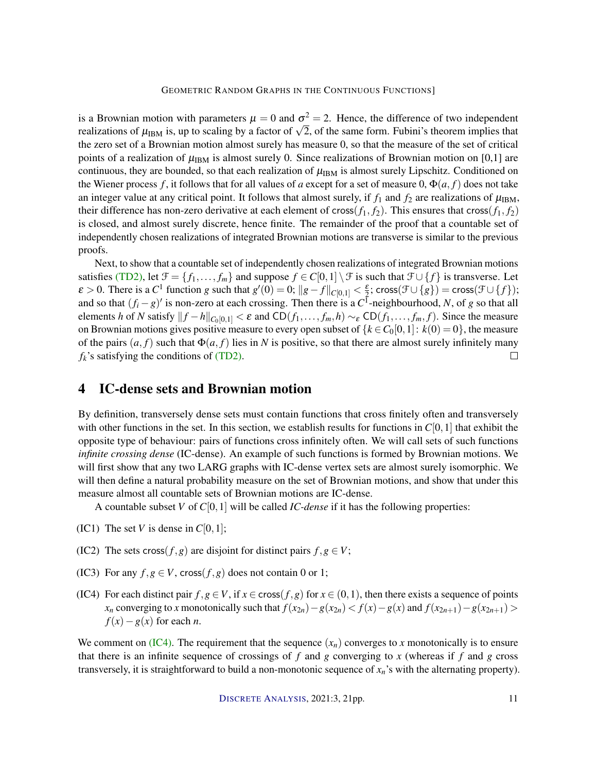is a Brownian motion with parameters $\mu = 0$ and $\sigma^2 = 2$. Hence, the difference of two independent realizations of $\mu_{\text{IBM}}$ is, up to scaling by a factor of $\sqrt{2}$, of the same form. Fubini's theorem implies that the zero set of a Brownian motion almost surely has measure 0, so that the measure of the set of critical points of a realization of $\mu_{\text{IBM}}$ is almost surely 0. Since realizations of Brownian motion on [0,1] are continuous, they are bounded, so that each realization of $\mu_{\text{IBM}}$ is almost surely Lipschitz. Conditioned on the Wiener process $f$, it follows that for all values of $a$ except for a set of measure 0, $\Phi(a, f)$ does not take an integer value at any critical point. It follows that almost surely, if $f_1$ and $f_2$ are realizations of $\mu_{\text{IBM}}$, their difference has non-zero derivative at each element of $\mathsf{cross}(f_1, f_2)$. This ensures that $\mathsf{cross}(f_1, f_2)$ is closed, and almost surely discrete, hence finite. The remainder of the proof that a countable set of independently chosen realizations of integrated Brownian motions are transverse is similar to the previous proofs.

Next, to show that a countable set of independently chosen realizations of integrated Brownian motions satisfies (TD2), let $\mathcal{F} = \{f_1, \ldots, f_m\}$ and suppose $f \in C[0,1] \setminus \mathcal{F}$ is such that $\mathcal{F} \cup \{f\}$ is transverse. Let $\varepsilon > 0$. There is a $C^1$ function $g$ such that $g'(0) = 0$; $\|g - f\|_{C[0,1]} < \frac{\varepsilon}{2}$; $\mathsf{cross}(\mathcal{F} \cup \{g\}) = \mathsf{cross}(\mathcal{F} \cup \{f\})$; and so that $(f_i - g)'$ is non-zero at each crossing. Then there is a $C^1$-neighbourhood, $N$, of $g$ so that all elements $h$ of $N$ satisfy $\|f - h\|_{C_0[0,1]} < \varepsilon$ and $\mathsf{CD}(f_1, \ldots, f_m, h) \sim_\varepsilon \mathsf{CD}(f_1, \ldots, f_m, f)$. Since the measure on Brownian motions gives positive measure to every open subset of $\{k \in C_0[0,1] \colon k(0) = 0\}$, the measure of the pairs $(a, f)$ such that $\Phi(a, f)$ lies in $N$ is positive, so that there are almost surely infinitely many $f_k$'s satisfying the conditions of (TD2). □

# 4 IC-dense sets and Brownian motion

By definition, transversely dense sets must contain functions that cross finitely often and transversely with other functions in the set. In this section, we establish results for functions in $C[0,1]$ that exhibit the opposite type of behaviour: pairs of functions cross infinitely often. We will call sets of such functions *infinite crossing dense* (IC-dense). An example of such functions is formed by Brownian motions. We will first show that any two LARG graphs with IC-dense vertex sets are almost surely isomorphic. We will then define a natural probability measure on the set of Brownian motions, and show that under this measure almost all countable sets of Brownian motions are IC-dense.

A countable subset $V$ of $C[0,1]$ will be called *IC-dense* if it has the following properties:

(IC1) The set $V$ is dense in $C[0,1]$;

(IC2) The sets $\mathsf{cross}(f, g)$ are disjoint for distinct pairs $f, g \in V$;

(IC3) For any $f, g \in V$, $\mathsf{cross}(f, g)$ does not contain 0 or 1;

(IC4) For each distinct pair $f, g \in V$, if $x \in \mathsf{cross}(f, g)$ for $x \in (0,1)$, then there exists a sequence of points $x_n$ converging to $x$ monotonically such that $f(x_{2n}) - g(x_{2n}) < f(x) - g(x)$ and $f(x_{2n+1}) - g(x_{2n+1}) > f(x) - g(x)$ for each $n$.

We comment on (IC4). The requirement that the sequence $(x_n)$ converges to $x$ monotonically is to ensure that there is an infinite sequence of crossings of $f$ and $g$ converging to $x$ (whereas if $f$ and $g$ cross transversely, it is straightforward to build a non-monotonic sequence of $x_n$'s with the alternating property).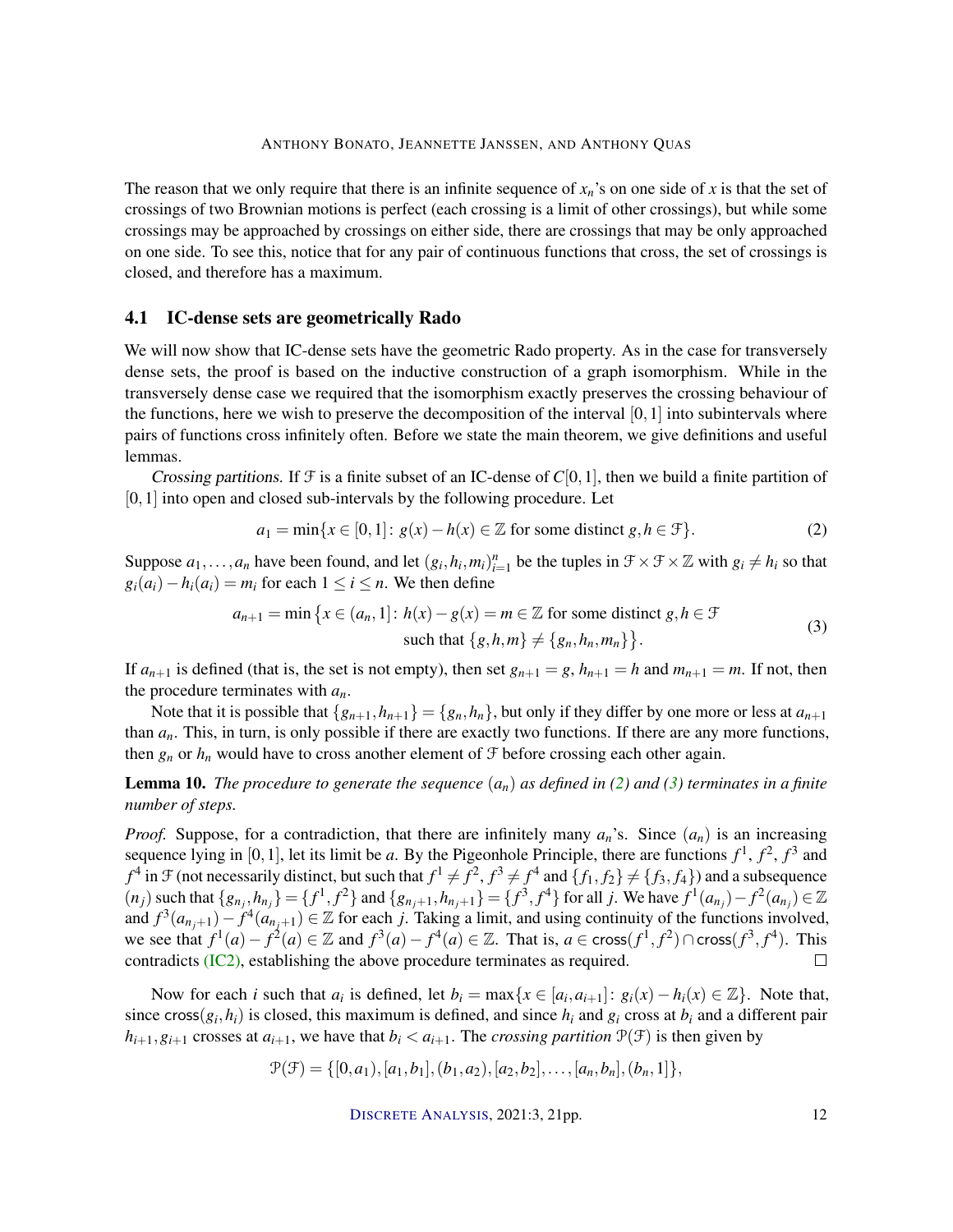The reason that we only require that there is an infinite sequence of $x_n$'s on one side of $x$ is that the set of crossings of two Brownian motions is perfect (each crossing is a limit of other crossings), but while some crossings may be approached by crossings on either side, there are crossings that may be only approached on one side. To see this, notice that for any pair of continuous functions that cross, the set of crossings is closed, and therefore has a maximum.

### 4.1 IC-dense sets are geometrically Rado

We will now show that IC-dense sets have the geometric Rado property. As in the case for transversely dense sets, the proof is based on the inductive construction of a graph isomorphism. While in the transversely dense case we required that the isomorphism exactly preserves the crossing behaviour of the functions, here we wish to preserve the decomposition of the interval $[0,1]$ into subintervals where pairs of functions cross infinitely often. Before we state the main theorem, we give definitions and useful lemmas.

*Crossing partitions.* If $\mathcal{F}$ is a finite subset of an IC-dense of $C[0,1]$, then we build a finite partition of $[0,1]$ into open and closed sub-intervals by the following procedure. Let

$$a_1 = \min\{x \in [0,1] \colon g(x) - h(x) \in \mathbb{Z} \text{ for some distinct } g,h \in \mathcal{F}\}. \tag{2}$$

Suppose $a_1, \dots, a_n$ have been found, and let $(g_i, h_i, m_i)_{i=1}^n$ be the tuples in $\mathcal{F} \times \mathcal{F} \times \mathbb{Z}$ with $g_i \neq h_i$ so that $g_i(a_i) - h_i(a_i) = m_i$ for each $1 \leq i \leq n$. We then define

$$a_{n+1} = \min\big\{x \in (a_n, 1] \colon h(x) - g(x) = m \in \mathbb{Z} \text{ for some distinct } g,h \in \mathcal{F} \\ \text{such that } \{g,h,m\} \neq \{g_n,h_n,m_n\}\big\}. \tag{3}$$

If $a_{n+1}$ is defined (that is, the set is not empty), then set $g_{n+1} = g$, $h_{n+1} = h$ and $m_{n+1} = m$. If not, then the procedure terminates with $a_n$.

Note that it is possible that $\{g_{n+1}, h_{n+1}\} = \{g_n, h_n\}$, but only if they differ by one more or less at $a_{n+1}$ than $a_n$. This, in turn, is only possible if there are exactly two functions. If there are any more functions, then $g_n$ or $h_n$ would have to cross another element of $\mathcal{F}$ before crossing each other again.

**Lemma 10.** *The procedure to generate the sequence $(a_n)$ as defined in (2) and (3) terminates in a finite number of steps.*

*Proof.* Suppose, for a contradiction, that there are infinitely many $a_n$'s. Since $(a_n)$ is an increasing sequence lying in $[0,1]$, let its limit be $a$. By the Pigeonhole Principle, there are functions $f^1$, $f^2$, $f^3$ and $f^4$ in $\mathcal{F}$ (not necessarily distinct, but such that $f^1 \neq f^2$, $f^3 \neq f^4$ and $\{f_1, f_2\} \neq \{f_3, f_4\}$) and a subsequence $(n_j)$ such that $\{g_{n_j}, h_{n_j}\} = \{f^1, f^2\}$ and $\{g_{n_j+1}, h_{n_j+1}\} = \{f^3, f^4\}$ for all $j$. We have $f^1(a_{n_j}) - f^2(a_{n_j}) \in \mathbb{Z}$ and $f^3(a_{n_j+1}) - f^4(a_{n_j+1}) \in \mathbb{Z}$ for each $j$. Taking a limit, and using continuity of the functions involved, we see that $f^1(a) - f^2(a) \in \mathbb{Z}$ and $f^3(a) - f^4(a) \in \mathbb{Z}$. That is, $a \in \mathsf{cross}(f^1, f^2) \cap \mathsf{cross}(f^3, f^4)$. This contradicts (IC2), establishing the above procedure terminates as required. $\square$

Now for each $i$ such that $a_i$ is defined, let $b_i = \max\{x \in [a_i, a_{i+1}] \colon g_i(x) - h_i(x) \in \mathbb{Z}\}$. Note that, since $\mathsf{cross}(g_i, h_i)$ is closed, this maximum is defined, and since $h_i$ and $g_i$ cross at $b_i$ and a different pair $h_{i+1}, g_{i+1}$ crosses at $a_{i+1}$, we have that $b_i < a_{i+1}$. The *crossing partition* $\mathcal{P}(\mathcal{F})$ is then given by

$$\mathcal{P}(\mathcal{F}) = \{[0,a_1), [a_1,b_1], (b_1,a_2), [a_2,b_2], \dots, [a_n,b_n], (b_n,1]\},$$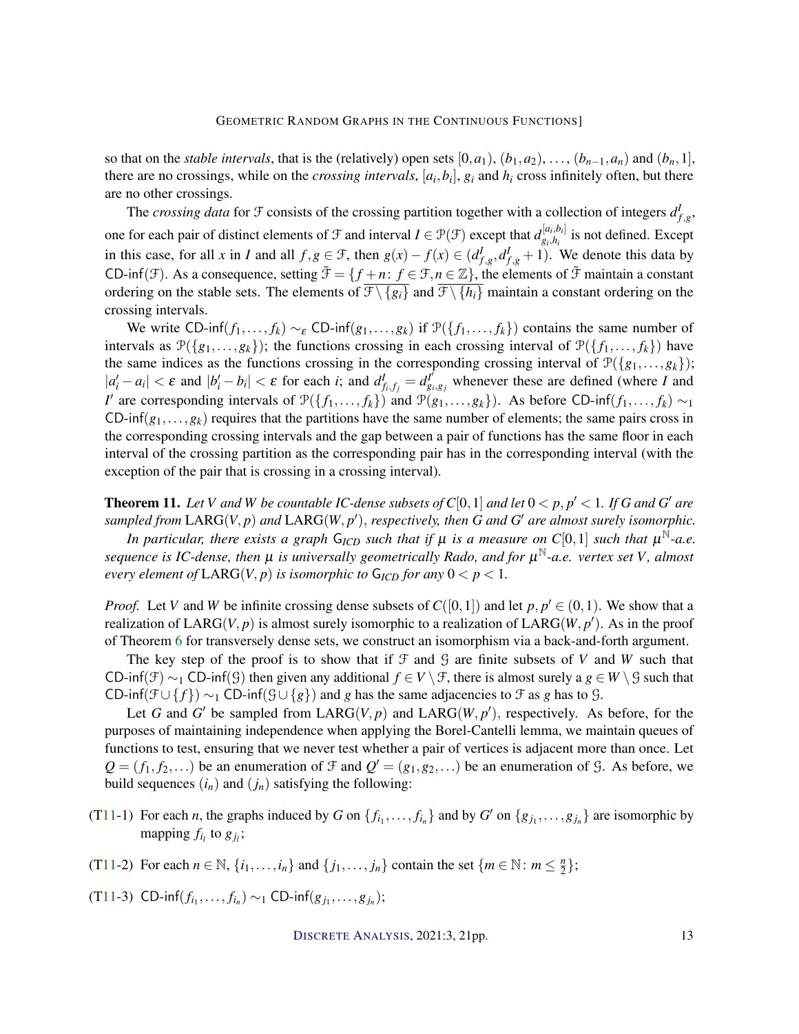so that on the *stable intervals*, that is the (relatively) open sets $[0,a_1)$, $(b_1,a_2)$, $\dots$, $(b_{n-1},a_n)$ and $(b_n,1]$, there are no crossings, while on the *crossing intervals*, $[a_i,b_i]$, $g_i$ and $h_i$ cross infinitely often, but there are no other crossings.

The *crossing data* for $\mathcal{F}$ consists of the crossing partition together with a collection of integers $d^I_{f,g}$, one for each pair of distinct elements of $\mathcal{F}$ and interval $I \in \mathcal{P}(\mathcal{F})$ except that $d^{[a_i,b_i]}_{g_i,h_i}$ is not defined. Except in this case, for all $x$ in $I$ and all $f,g \in \mathcal{F}$, then $g(x) - f(x) \in (d^I_{f,g}, d^I_{f,g}+1)$. We denote this data by $\mathsf{CD\text{-}inf}(\mathcal{F})$. As a consequence, setting $\bar{\mathcal{F}} = \{f+n \colon f \in \mathcal{F}, n \in \mathbb{Z}\}$, the elements of $\bar{\mathcal{F}}$ maintain a constant ordering on the stable sets. The elements of $\overline{\mathcal{F}\setminus\{g_i\}}$ and $\overline{\mathcal{F}\setminus\{h_i\}}$ maintain a constant ordering on the crossing intervals.

We write $\mathsf{CD\text{-}inf}(f_1,\dots,f_k) \sim_\varepsilon \mathsf{CD\text{-}inf}(g_1,\dots,g_k)$ if $\mathcal{P}(\{f_1,\dots,f_k\})$ contains the same number of intervals as $\mathcal{P}(\{g_1,\dots,g_k\})$; the functions crossing in each crossing interval of $\mathcal{P}(\{f_1,\dots,f_k\})$ have the same indices as the functions crossing in the corresponding crossing interval of $\mathcal{P}(\{g_1,\dots,g_k\})$; $|a'_i - a_i| < \varepsilon$ and $|b'_i - b_i| < \varepsilon$ for each $i$; and $d^I_{f_i,f_j} = d^{I'}_{g_i,g_j}$ whenever these are defined (where $I$ and $I'$ are corresponding intervals of $\mathcal{P}(\{f_1,\dots,f_k\})$ and $\mathcal{P}(g_1,\dots,g_k\})$). As before $\mathsf{CD\text{-}inf}(f_1,\dots,f_k) \sim_1 \mathsf{CD\text{-}inf}(g_1,\dots,g_k)$ requires that the partitions have the same number of elements; the same pairs cross in the corresponding crossing intervals and the gap between a pair of functions has the same floor in each interval of the crossing partition as the corresponding pair has in the corresponding interval (with the exception of the pair that is crossing in a crossing interval).

**Theorem 11.** *Let $V$ and $W$ be countable IC-dense subsets of $C[0,1]$ and let $0 < p, p' < 1$. If $G$ and $G'$ are sampled from $\mathrm{LARG}(V,p)$ and $\mathrm{LARG}(W,p')$, respectively, then $G$ and $G'$ are almost surely isomorphic.*

*In particular, there exists a graph $\mathsf{G}_{ICD}$ such that if $\mu$ is a measure on $C[0,1]$ such that $\mu^{\mathbb{N}}$-a.e. sequence is IC-dense, then $\mu$ is universally geometrically Rado, and for $\mu^{\mathbb{N}}$-a.e. vertex set $V$, almost every element of $\mathrm{LARG}(V,p)$ is isomorphic to $\mathsf{G}_{ICD}$ for any $0 < p < 1$.*

*Proof.* Let $V$ and $W$ be infinite crossing dense subsets of $C([0,1])$ and let $p, p' \in (0,1)$. We show that a realization of $\mathrm{LARG}(V,p)$ is almost surely isomorphic to a realization of $\mathrm{LARG}(W,p')$. As in the proof of Theorem 6 for transversely dense sets, we construct an isomorphism via a back-and-forth argument.

The key step of the proof is to show that if $\mathcal{F}$ and $\mathcal{G}$ are finite subsets of $V$ and $W$ such that $\mathsf{CD\text{-}inf}(\mathcal{F}) \sim_1 \mathsf{CD\text{-}inf}(\mathcal{G})$ then given any additional $f \in V \setminus \mathcal{F}$, there is almost surely a $g \in W \setminus \mathcal{G}$ such that $\mathsf{CD\text{-}inf}(\mathcal{F} \cup \{f\}) \sim_1 \mathsf{CD\text{-}inf}(\mathcal{G} \cup \{g\})$ and $g$ has the same adjacencies to $\mathcal{F}$ as $g$ has to $\mathcal{G}$.

Let $G$ and $G'$ be sampled from $\mathrm{LARG}(V,p)$ and $\mathrm{LARG}(W,p')$, respectively. As before, for the purposes of maintaining independence when applying the Borel-Cantelli lemma, we maintain queues of functions to test, ensuring that we never test whether a pair of vertices is adjacent more than once. Let $Q = (f_1, f_2, \dots)$ be an enumeration of $\mathcal{F}$ and $Q' = (g_1, g_2, \dots)$ be an enumeration of $\mathcal{G}$. As before, we build sequences $(i_n)$ and $(j_n)$ satisfying the following:

(T11-1) For each $n$, the graphs induced by $G$ on $\{f_{i_1},\dots,f_{i_n}\}$ and by $G'$ on $\{g_{j_1},\dots,g_{j_n}\}$ are isomorphic by mapping $f_{i_l}$ to $g_{j_l}$;

(T11-2) For each $n \in \mathbb{N}$, $\{i_1,\dots,i_n\}$ and $\{j_1,\dots,j_n\}$ contain the set $\{m \in \mathbb{N} \colon m \le \frac{n}{2}\}$;

(T11-3) $\mathsf{CD\text{-}inf}(f_{i_1},\dots,f_{i_n}) \sim_1 \mathsf{CD\text{-}inf}(g_{j_1},\dots,g_{j_n})$;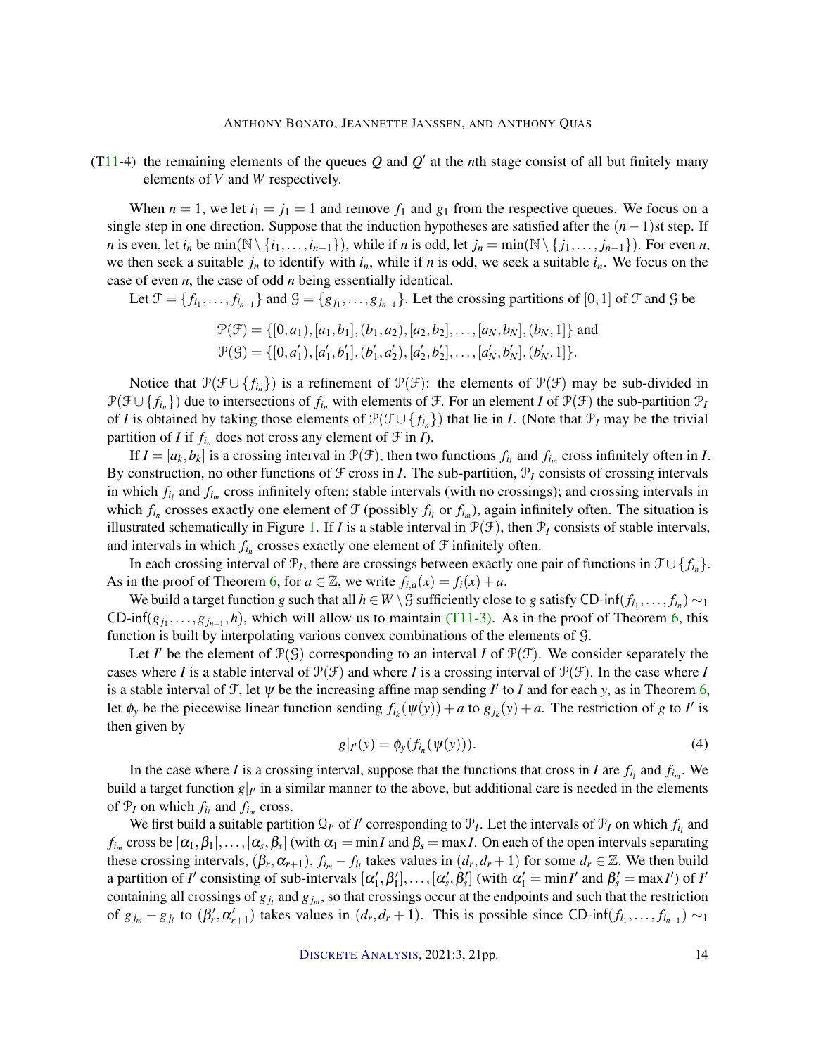(T11-4) the remaining elements of the queues $Q$ and $Q'$ at the $n$th stage consist of all but finitely many elements of $V$ and $W$ respectively.

When $n = 1$, we let $i_1 = j_1 = 1$ and remove $f_1$ and $g_1$ from the respective queues. We focus on a single step in one direction. Suppose that the induction hypotheses are satisfied after the $(n-1)$st step. If $n$ is even, let $i_n$ be $\min(\mathbb{N} \setminus \{i_1, \dots, i_{n-1}\})$, while if $n$ is odd, let $j_n = \min(\mathbb{N} \setminus \{j_1, \dots, j_{n-1}\})$. For even $n$, we then seek a suitable $j_n$ to identify with $i_n$, while if $n$ is odd, we seek a suitable $i_n$. We focus on the case of even $n$, the case of odd $n$ being essentially identical.

Let $\mathcal{F} = \{f_{i_1}, \dots, f_{i_{n-1}}\}$ and $\mathcal{G} = \{g_{j_1}, \dots, g_{j_{n-1}}\}$. Let the crossing partitions of $[0,1]$ of $\mathcal{F}$ and $\mathcal{G}$ be

$$\mathcal{P}(\mathcal{F}) = \{[0,a_1), [a_1,b_1], (b_1,a_2), [a_2,b_2], \dots, [a_N,b_N], (b_N,1]\} \text{ and}$$
$$\mathcal{P}(\mathcal{G}) = \{[0,a'_1), [a'_1,b'_1], (b'_1,a'_2), [a'_2,b'_2], \dots, [a'_N,b'_N], (b'_N,1]\}.$$

Notice that $\mathcal{P}(\mathcal{F} \cup \{f_{i_n}\})$ is a refinement of $\mathcal{P}(\mathcal{F})$: the elements of $\mathcal{P}(\mathcal{F})$ may be sub-divided in $\mathcal{P}(\mathcal{F} \cup \{f_{i_n}\})$ due to intersections of $f_{i_n}$ with elements of $\mathcal{F}$. For an element $I$ of $\mathcal{P}(\mathcal{F})$ the sub-partition $\mathcal{P}_I$ of $I$ is obtained by taking those elements of $\mathcal{P}(\mathcal{F} \cup \{f_{i_n}\})$ that lie in $I$. (Note that $\mathcal{P}_I$ may be the trivial partition of $I$ if $f_{i_n}$ does not cross any element of $\mathcal{F}$ in $I$).

If $I = [a_k, b_k]$ is a crossing interval in $\mathcal{P}(\mathcal{F})$, then two functions $f_{i_l}$ and $f_{i_m}$ cross infinitely often in $I$. By construction, no other functions of $\mathcal{F}$ cross in $I$. The sub-partition, $\mathcal{P}_I$ consists of crossing intervals in which $f_{i_l}$ and $f_{i_m}$ cross infinitely often; stable intervals (with no crossings); and crossing intervals in which $f_{i_n}$ crosses exactly one element of $\mathcal{F}$ (possibly $f_{i_l}$ or $f_{i_m}$), again infinitely often. The situation is illustrated schematically in Figure 1. If $I$ is a stable interval in $\mathcal{P}(\mathcal{F})$, then $\mathcal{P}_I$ consists of stable intervals, and intervals in which $f_{i_n}$ crosses exactly one element of $\mathcal{F}$ infinitely often.

In each crossing interval of $\mathcal{P}_I$, there are crossings between exactly one pair of functions in $\mathcal{F} \cup \{f_{i_n}\}$. As in the proof of Theorem 6, for $a \in \mathbb{Z}$, we write $f_{i,a}(x) = f_i(x) + a$.

We build a target function $g$ such that all $h \in W \setminus \mathcal{G}$ sufficiently close to $g$ satisfy $\mathsf{CD}\text{-}\mathsf{inf}(f_{i_1}, \dots, f_{i_n}) \sim_1 \mathsf{CD}\text{-}\mathsf{inf}(g_{j_1}, \dots, g_{j_{n-1}}, h)$, which will allow us to maintain (T11-3). As in the proof of Theorem 6, this function is built by interpolating various convex combinations of the elements of $\mathcal{G}$.

Let $I'$ be the element of $\mathcal{P}(\mathcal{G})$ corresponding to an interval $I$ of $\mathcal{P}(\mathcal{F})$. We consider separately the cases where $I$ is a stable interval of $\mathcal{P}(\mathcal{F})$ and where $I$ is a crossing interval of $\mathcal{P}(\mathcal{F})$. In the case where $I$ is a stable interval of $\mathcal{F}$, let $\psi$ be the increasing affine map sending $I'$ to $I$ and for each $y$, as in Theorem 6, let $\phi_y$ be the piecewise linear function sending $f_{i_k}(\psi(y)) + a$ to $g_{j_k}(y) + a$. The restriction of $g$ to $I'$ is then given by

$$g|_{I'}(y) = \phi_y(f_{i_n}(\psi(y))). \tag{4}$$

In the case where $I$ is a crossing interval, suppose that the functions that cross in $I$ are $f_{i_l}$ and $f_{i_m}$. We build a target function $g|_{I'}$ in a similar manner to the above, but additional care is needed in the elements of $\mathcal{P}_I$ on which $f_{i_l}$ and $f_{i_m}$ cross.

We first build a suitable partition $\mathcal{Q}_{I'}$ of $I'$ corresponding to $\mathcal{P}_I$. Let the intervals of $\mathcal{P}_I$ on which $f_{i_l}$ and $f_{i_m}$ cross be $[\alpha_1, \beta_1], \dots, [\alpha_s, \beta_s]$ (with $\alpha_1 = \min I$ and $\beta_s = \max I$. On each of the open intervals separating these crossing intervals, $(\beta_r, \alpha_{r+1})$, $f_{i_m} - f_{i_l}$ takes values in $(d_r, d_r + 1)$ for some $d_r \in \mathbb{Z}$. We then build a partition of $I'$ consisting of sub-intervals $[\alpha'_1, \beta'_1], \dots, [\alpha'_s, \beta'_s]$ (with $\alpha'_1 = \min I'$ and $\beta'_s = \max I'$) of $I'$ containing all crossings of $g_{j_l}$ and $g_{j_m}$, so that crossings occur at the endpoints and such that the restriction of $g_{j_m} - g_{j_l}$ to $(\beta'_r, \alpha'_{r+1})$ takes values in $(d_r, d_r + 1)$. This is possible since $\mathsf{CD}\text{-}\mathsf{inf}(f_{i_1}, \dots, f_{i_{n-1}}) \sim_1$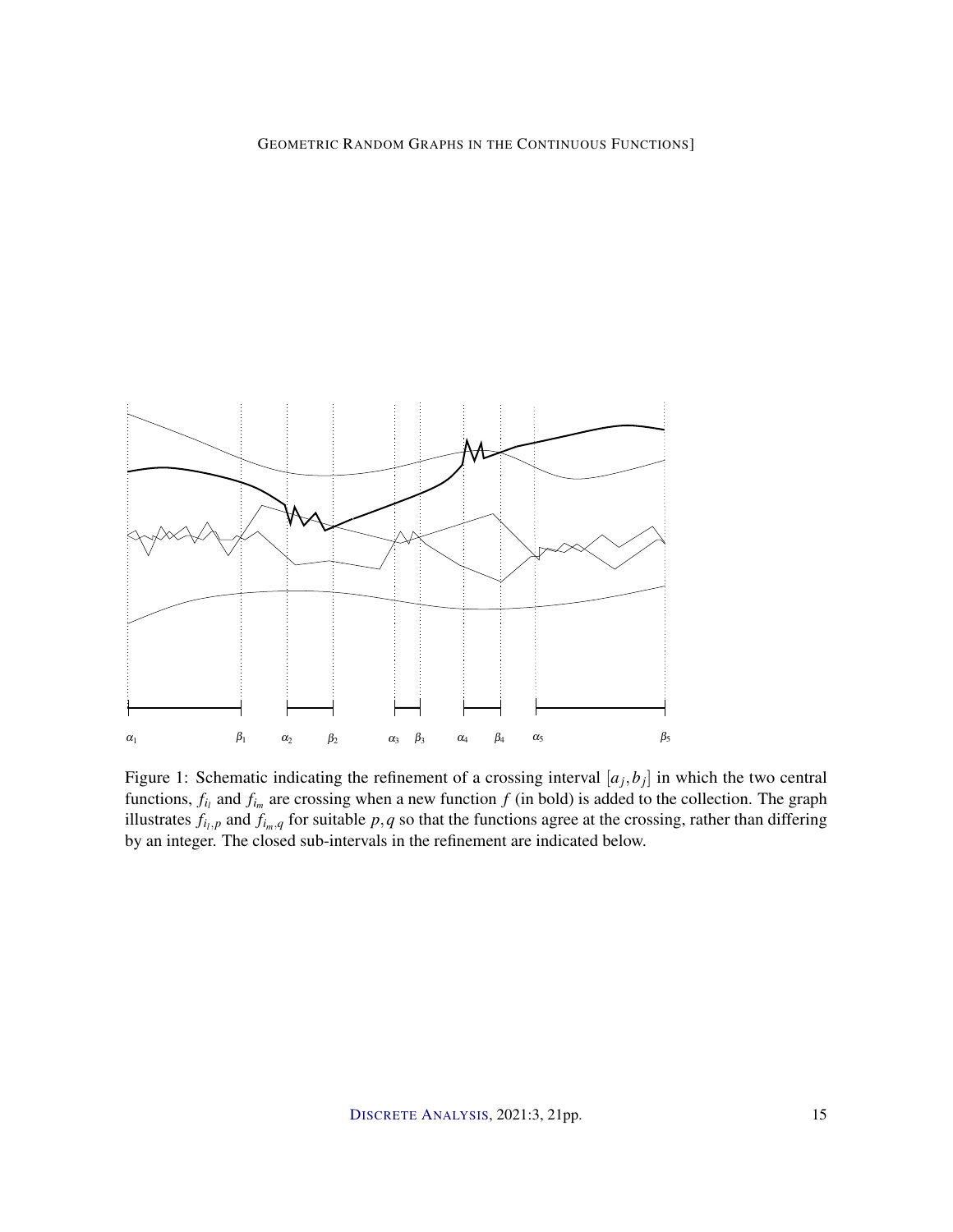Figure 1: Schematic indicating the refinement of a crossing interval $[a_j, b_j]$ in which the two central functions, $f_{i_l}$ and $f_{i_m}$ are crossing when a new function $f$ (in bold) is added to the collection. The graph illustrates $f_{i_l,p}$ and $f_{i_m,q}$ for suitable $p, q$ so that the functions agree at the crossing, rather than differing by an integer. The closed sub-intervals in the refinement are indicated below.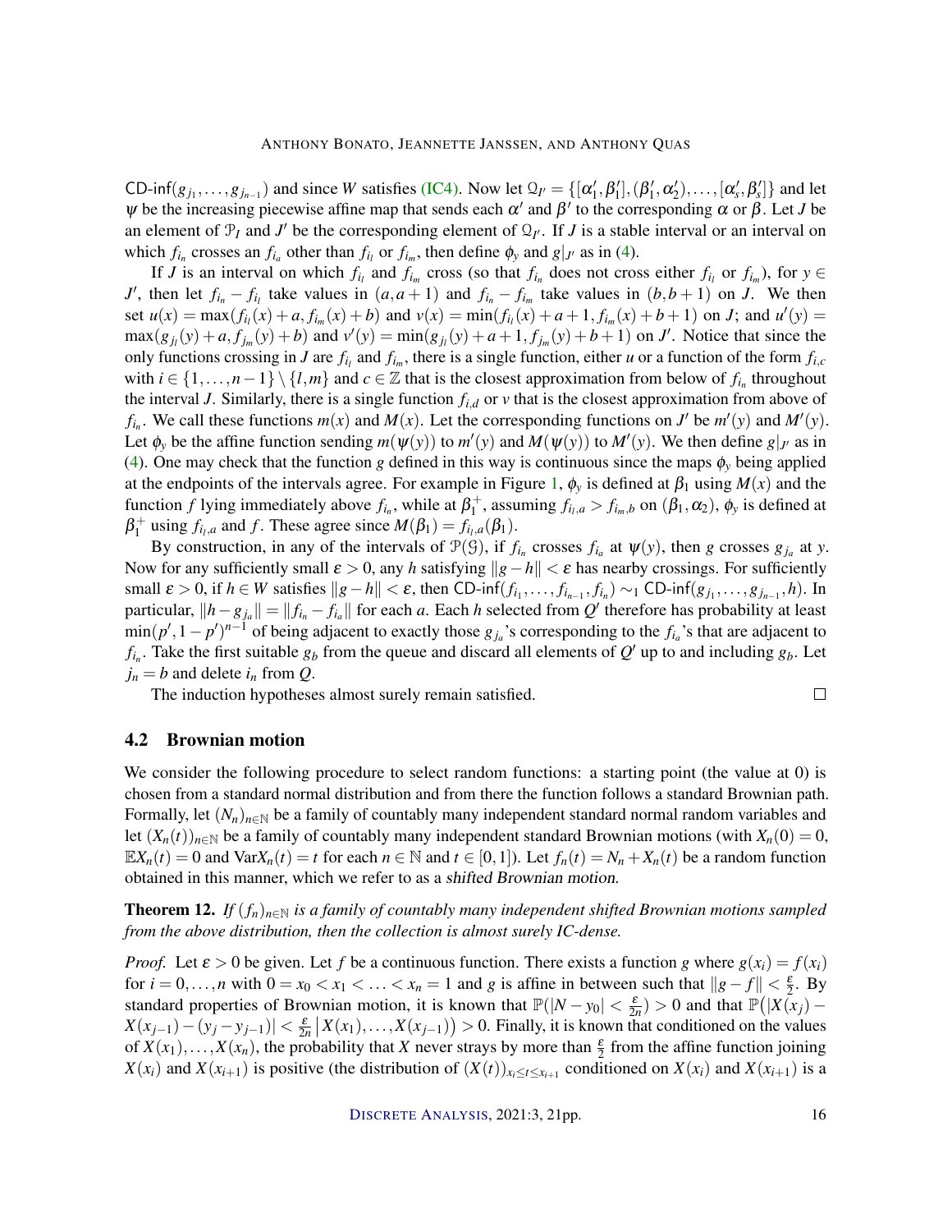CD-inf$(g_{j_1},\ldots,g_{j_{n-1}})$ and since $W$ satisfies (IC4). Now let $\mathcal{Q}_{I'} = \{[\alpha_1',\beta_1'],(\beta_1',\alpha_2'),\ldots,[\alpha_s',\beta_s']\}$ and let $\psi$ be the increasing piecewise affine map that sends each $\alpha'$ and $\beta'$ to the corresponding $\alpha$ or $\beta$. Let $J$ be an element of $\mathcal{P}_I$ and $J'$ be the corresponding element of $\mathcal{Q}_{I'}$. If $J$ is a stable interval or an interval on which $f_{i_n}$ crosses an $f_{i_a}$ other than $f_{i_l}$ or $f_{i_m}$, then define $\phi_y$ and $g|_{J'}$ as in (4).

If $J$ is an interval on which $f_{i_l}$ and $f_{i_m}$ cross (so that $f_{i_n}$ does not cross either $f_{i_l}$ or $f_{i_m}$), for $y \in J'$, then let $f_{i_n} - f_{i_l}$ take values in $(a,a+1)$ and $f_{i_n} - f_{i_m}$ take values in $(b,b+1)$ on $J$. We then set $u(x) = \max(f_{i_l}(x)+a, f_{i_m}(x)+b)$ and $v(x) = \min(f_{i_l}(x)+a+1, f_{i_m}(x)+b+1)$ on $J$; and $u'(y) = \max(g_{j_l}(y)+a, f_{j_m}(y)+b)$ and $v'(y) = \min(g_{j_l}(y)+a+1, f_{j_m}(y)+b+1)$ on $J'$. Notice that since the only functions crossing in $J$ are $f_{i_l}$ and $f_{i_m}$, there is a single function, either $u$ or a function of the form $f_{i,c}$ with $i \in \{1,\ldots,n-1\}\setminus\{l,m\}$ and $c \in \mathbb{Z}$ that is the closest approximation from below of $f_{i_n}$ throughout the interval $J$. Similarly, there is a single function $f_{i,d}$ or $v$ that is the closest approximation from above of $f_{i_n}$. We call these functions $m(x)$ and $M(x)$. Let the corresponding functions on $J'$ be $m'(y)$ and $M'(y)$. Let $\phi_y$ be the affine function sending $m(\psi(y))$ to $m'(y)$ and $M(\psi(y))$ to $M'(y)$. We then define $g|_{J'}$ as in (4). One may check that the function $g$ defined in this way is continuous since the maps $\phi_y$ being applied at the endpoints of the intervals agree. For example in Figure 1, $\phi_y$ is defined at $\beta_1$ using $M(x)$ and the function $f$ lying immediately above $f_{i_n}$, while at $\beta_1^+$, assuming $f_{i_l,a} > f_{i_m,b}$ on $(\beta_1,\alpha_2)$, $\phi_y$ is defined at $\beta_1^+$ using $f_{i_l,a}$ and $f$. These agree since $M(\beta_1) = f_{i_l,a}(\beta_1)$.

By construction, in any of the intervals of $\mathcal{P}(\mathcal{G})$, if $f_{i_n}$ crosses $f_{i_a}$ at $\psi(y)$, then $g$ crosses $g_{j_a}$ at $y$. Now for any sufficiently small $\varepsilon > 0$, any $h$ satisfying $\|g-h\| < \varepsilon$ has nearby crossings. For sufficiently small $\varepsilon > 0$, if $h \in W$ satisfies $\|g-h\| < \varepsilon$, then CD-inf$(f_{i_1},\ldots,f_{i_{n-1}},f_{i_n}) \sim_1$ CD-inf$(g_{j_1},\ldots,g_{j_{n-1}},h)$. In particular, $\|h - g_{j_a}\| = \|f_{i_n} - f_{i_a}\|$ for each $a$. Each $h$ selected from $Q'$ therefore has probability at least $\min(p',1-p')^{n-1}$ of being adjacent to exactly those $g_{j_a}$'s corresponding to the $f_{i_a}$'s that are adjacent to $f_{i_n}$. Take the first suitable $g_b$ from the queue and discard all elements of $Q'$ up to and including $g_b$. Let $j_n = b$ and delete $i_n$ from $Q$.

The induction hypotheses almost surely remain satisfied. $\square$

## 4.2 Brownian motion

We consider the following procedure to select random functions: a starting point (the value at 0) is chosen from a standard normal distribution and from there the function follows a standard Brownian path. Formally, let $(N_n)_{n\in\mathbb{N}}$ be a family of countably many independent standard normal random variables and let $(X_n(t))_{n\in\mathbb{N}}$ be a family of countably many independent standard Brownian motions (with $X_n(0) = 0$, $\mathbb{E}X_n(t) = 0$ and $\mathrm{Var}X_n(t) = t$ for each $n \in \mathbb{N}$ and $t \in [0,1]$). Let $f_n(t) = N_n + X_n(t)$ be a random function obtained in this manner, which we refer to as a *shifted Brownian motion*.

**Theorem 12.** *If $(f_n)_{n\in\mathbb{N}}$ is a family of countably many independent shifted Brownian motions sampled from the above distribution, then the collection is almost surely IC-dense.*

*Proof.* Let $\varepsilon > 0$ be given. Let $f$ be a continuous function. There exists a function $g$ where $g(x_i) = f(x_i)$ for $i = 0,\ldots,n$ with $0 = x_0 < x_1 < \ldots < x_n = 1$ and $g$ is affine in between such that $\|g - f\| < \frac{\varepsilon}{2}$. By standard properties of Brownian motion, it is known that $\mathbb{P}(|N - y_0| < \frac{\varepsilon}{2n}) > 0$ and that $\mathbb{P}\big(|X(x_j) - X(x_{j-1}) - (y_j - y_{j-1})| < \frac{\varepsilon}{2n}\,\big|\,X(x_1),\ldots,X(x_{j-1})\big) > 0$. Finally, it is known that conditioned on the values of $X(x_1),\ldots,X(x_n)$, the probability that $X$ never strays by more than $\frac{\varepsilon}{2}$ from the affine function joining $X(x_i)$ and $X(x_{i+1})$ is positive (the distribution of $(X(t))_{x_i \le t \le x_{i+1}}$ conditioned on $X(x_i)$ and $X(x_{i+1})$ is a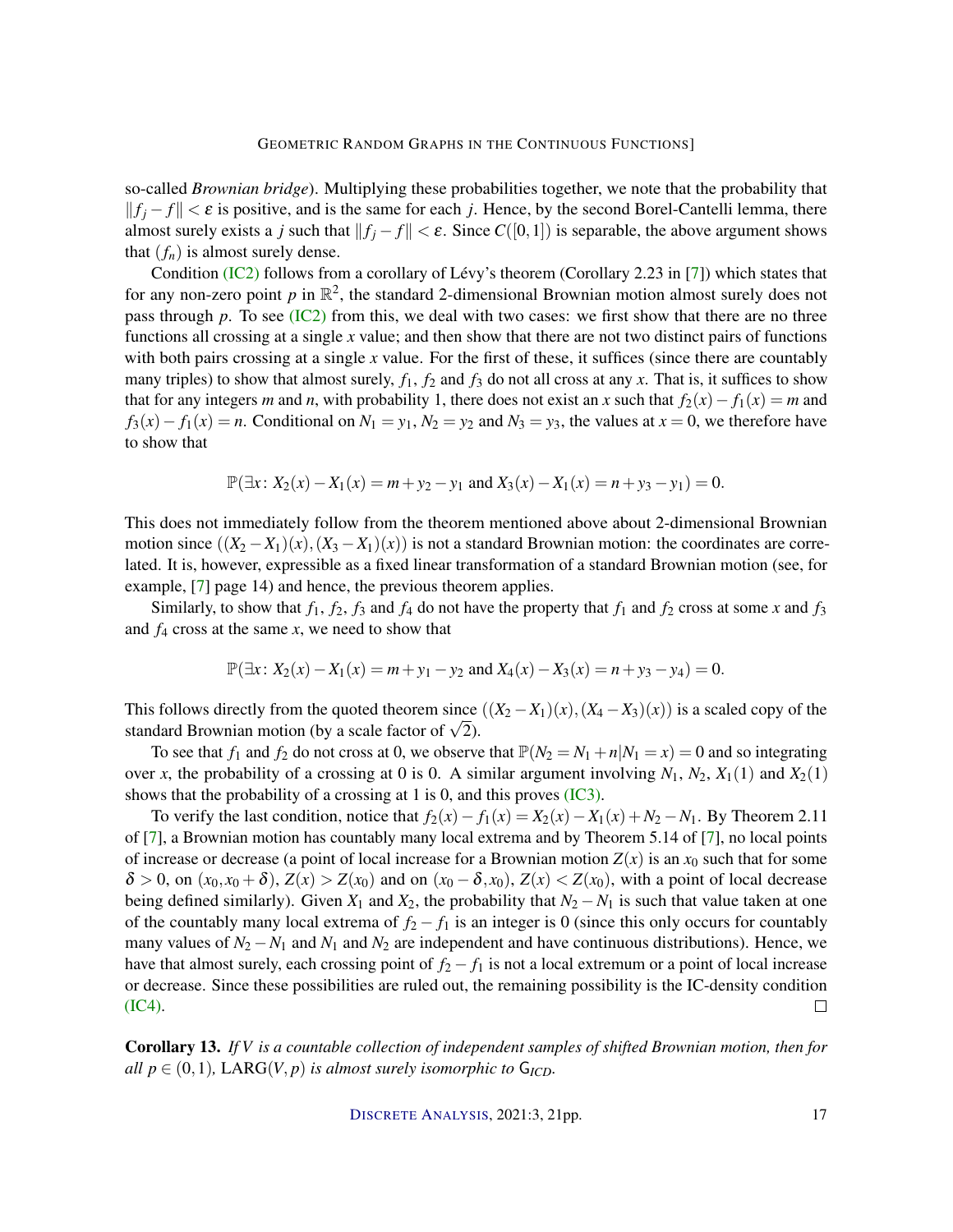so-called *Brownian bridge*). Multiplying these probabilities together, we note that the probability that $\|f_j - f\| < \varepsilon$ is positive, and is the same for each $j$. Hence, by the second Borel-Cantelli lemma, there almost surely exists a $j$ such that $\|f_j - f\| < \varepsilon$. Since $C([0,1])$ is separable, the above argument shows that $(f_n)$ is almost surely dense.

Condition (IC2) follows from a corollary of Lévy's theorem (Corollary 2.23 in [7]) which states that for any non-zero point $p$ in $\mathbb{R}^2$, the standard 2-dimensional Brownian motion almost surely does not pass through $p$. To see (IC2) from this, we deal with two cases: we first show that there are no three functions all crossing at a single $x$ value; and then show that there are not two distinct pairs of functions with both pairs crossing at a single $x$ value. For the first of these, it suffices (since there are countably many triples) to show that almost surely, $f_1$, $f_2$ and $f_3$ do not all cross at any $x$. That is, it suffices to show that for any integers $m$ and $n$, with probability 1, there does not exist an $x$ such that $f_2(x) - f_1(x) = m$ and $f_3(x) - f_1(x) = n$. Conditional on $N_1 = y_1$, $N_2 = y_2$ and $N_3 = y_3$, the values at $x = 0$, we therefore have to show that

$$\mathbb{P}(\exists x\colon X_2(x) - X_1(x) = m + y_2 - y_1 \text{ and } X_3(x) - X_1(x) = n + y_3 - y_1) = 0.$$

This does not immediately follow from the theorem mentioned above about 2-dimensional Brownian motion since $((X_2 - X_1)(x), (X_3 - X_1)(x))$ is not a standard Brownian motion: the coordinates are correlated. It is, however, expressible as a fixed linear transformation of a standard Brownian motion (see, for example, [7] page 14) and hence, the previous theorem applies.

Similarly, to show that $f_1$, $f_2$, $f_3$ and $f_4$ do not have the property that $f_1$ and $f_2$ cross at some $x$ and $f_3$ and $f_4$ cross at the same $x$, we need to show that

$$\mathbb{P}(\exists x\colon X_2(x) - X_1(x) = m + y_1 - y_2 \text{ and } X_4(x) - X_3(x) = n + y_3 - y_4) = 0.$$

This follows directly from the quoted theorem since $((X_2 - X_1)(x), (X_4 - X_3)(x))$ is a scaled copy of the standard Brownian motion (by a scale factor of $\sqrt{2}$).

To see that $f_1$ and $f_2$ do not cross at 0, we observe that $\mathbb{P}(N_2 = N_1 + n | N_1 = x) = 0$ and so integrating over $x$, the probability of a crossing at 0 is 0. A similar argument involving $N_1$, $N_2$, $X_1(1)$ and $X_2(1)$ shows that the probability of a crossing at 1 is 0, and this proves (IC3).

To verify the last condition, notice that $f_2(x) - f_1(x) = X_2(x) - X_1(x) + N_2 - N_1$. By Theorem 2.11 of [7], a Brownian motion has countably many local extrema and by Theorem 5.14 of [7], no local points of increase or decrease (a point of local increase for a Brownian motion $Z(x)$ is an $x_0$ such that for some $\delta > 0$, on $(x_0, x_0 + \delta)$, $Z(x) > Z(x_0)$ and on $(x_0 - \delta, x_0)$, $Z(x) < Z(x_0)$, with a point of local decrease being defined similarly). Given $X_1$ and $X_2$, the probability that $N_2 - N_1$ is such that value taken at one of the countably many local extrema of $f_2 - f_1$ is an integer is 0 (since this only occurs for countably many values of $N_2 - N_1$ and $N_1$ and $N_2$ are independent and have continuous distributions). Hence, we have that almost surely, each crossing point of $f_2 - f_1$ is not a local extremum or a point of local increase or decrease. Since these possibilities are ruled out, the remaining possibility is the IC-density condition (IC4). □

**Corollary 13.** *If $V$ is a countable collection of independent samples of shifted Brownian motion, then for all $p \in (0,1)$, $\mathrm{LARG}(V, p)$ is almost surely isomorphic to $\mathsf{G}_{ICD}$.*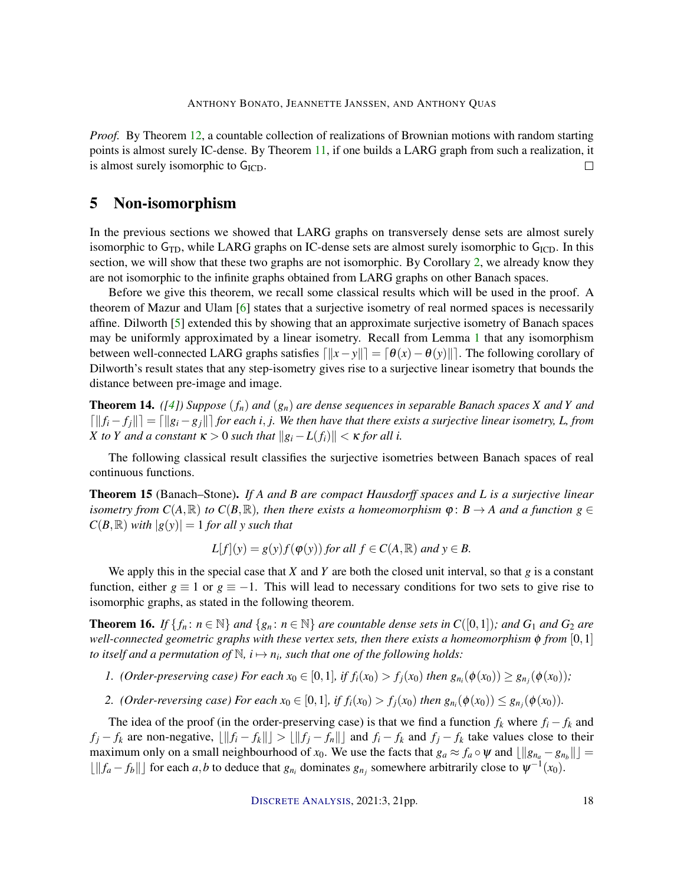*Proof.* By Theorem 12, a countable collection of realizations of Brownian motions with random starting points is almost surely IC-dense. By Theorem 11, if one builds a LARG graph from such a realization, it is almost surely isomorphic to $\mathsf{G}_{\mathrm{ICD}}$. □

## 5 Non-isomorphism

In the previous sections we showed that LARG graphs on transversely dense sets are almost surely isomorphic to $\mathsf{G}_{\mathrm{TD}}$, while LARG graphs on IC-dense sets are almost surely isomorphic to $\mathsf{G}_{\mathrm{ICD}}$. In this section, we will show that these two graphs are not isomorphic. By Corollary 2, we already know they are not isomorphic to the infinite graphs obtained from LARG graphs on other Banach spaces.

Before we give this theorem, we recall some classical results which will be used in the proof. A theorem of Mazur and Ulam [6] states that a surjective isometry of real normed spaces is necessarily affine. Dilworth [5] extended this by showing that an approximate surjective isometry of Banach spaces may be uniformly approximated by a linear isometry. Recall from Lemma 1 that any isomorphism between well-connected LARG graphs satisfies $\lceil \|x-y\| \rceil = \lceil \theta(x) - \theta(y) \| \rceil$. The following corollary of Dilworth's result states that any step-isometry gives rise to a surjective linear isometry that bounds the distance between pre-image and image.

**Theorem 14.** *([4]) Suppose $(f_n)$ and $(g_n)$ are dense sequences in separable Banach spaces $X$ and $Y$ and $\lceil \|f_i - f_j\| \rceil = \lceil \|g_i - g_j\| \rceil$ for each $i, j$. We then have that there exists a surjective linear isometry, $L$, from $X$ to $Y$ and a constant $\kappa > 0$ such that $\|g_i - L(f_i)\| < \kappa$ for all $i$.*

The following classical result classifies the surjective isometries between Banach spaces of real continuous functions.

**Theorem 15** (Banach–Stone)**.** *If $A$ and $B$ are compact Hausdorff spaces and $L$ is a surjective linear isometry from $C(A,\mathbb{R})$ to $C(B,\mathbb{R})$, then there exists a homeomorphism $\varphi\colon B \to A$ and a function $g \in C(B,\mathbb{R})$ with $|g(y)| = 1$ for all $y$ such that*

$$L[f](y) = g(y) f(\varphi(y)) \text{ for all } f \in C(A,\mathbb{R}) \text{ and } y \in B.$$

We apply this in the special case that $X$ and $Y$ are both the closed unit interval, so that $g$ is a constant function, either $g \equiv 1$ or $g \equiv -1$. This will lead to necessary conditions for two sets to give rise to isomorphic graphs, as stated in the following theorem.

**Theorem 16.** *If $\{f_n \colon n \in \mathbb{N}\}$ and $\{g_n \colon n \in \mathbb{N}\}$ are countable dense sets in $C([0,1])$; and $G_1$ and $G_2$ are well-connected geometric graphs with these vertex sets, then there exists a homeomorphism $\phi$ from $[0,1]$ to itself and a permutation of $\mathbb{N}$, $i \mapsto n_i$, such that one of the following holds:*

1. *(Order-preserving case) For each $x_0 \in [0,1]$, if $f_i(x_0) > f_j(x_0)$ then $g_{n_i}(\phi(x_0)) \geq g_{n_j}(\phi(x_0))$;*
2. *(Order-reversing case) For each $x_0 \in [0,1]$, if $f_i(x_0) > f_j(x_0)$ then $g_{n_i}(\phi(x_0)) \leq g_{n_j}(\phi(x_0))$.*

The idea of the proof (in the order-preserving case) is that we find a function $f_k$ where $f_i - f_k$ and $f_j - f_k$ are non-negative, $\lfloor \|f_i - f_k\| \rfloor > \lfloor \|f_j - f_n\| \rfloor$ and $f_i - f_k$ and $f_j - f_k$ take values close to their maximum only on a small neighbourhood of $x_0$. We use the facts that $g_a \approx f_a \circ \psi$ and $\lfloor \|g_{n_a} - g_{n_b}\| \rfloor = \lfloor \|f_a - f_b\| \rfloor$ for each $a, b$ to deduce that $g_{n_i}$ dominates $g_{n_j}$ somewhere arbitrarily close to $\psi^{-1}(x_0)$.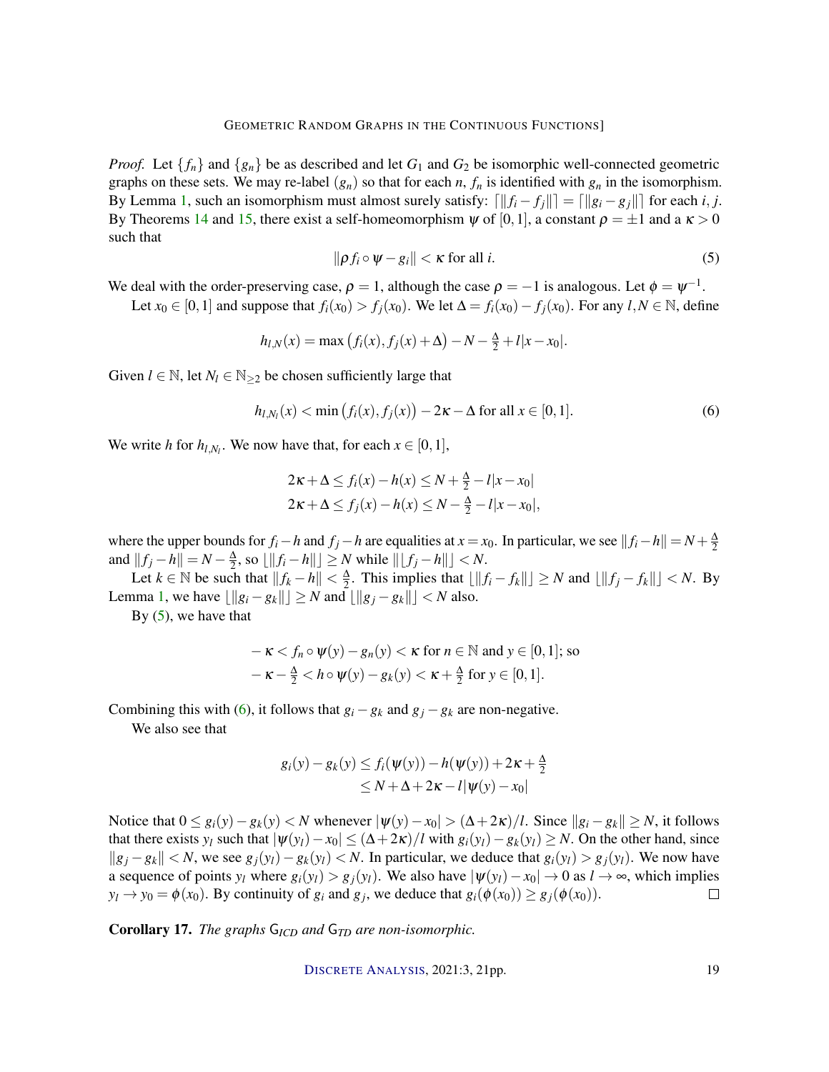*Proof.* Let $\{f_n\}$ and $\{g_n\}$ be as described and let $G_1$ and $G_2$ be isomorphic well-connected geometric graphs on these sets. We may re-label $(g_n)$ so that for each $n$, $f_n$ is identified with $g_n$ in the isomorphism. By Lemma 1, such an isomorphism must almost surely satisfy: $\lceil \|f_i - f_j\| \rceil = \lceil \|g_i - g_j\| \rceil$ for each $i, j$. By Theorems 14 and 15, there exist a self-homeomorphism $\psi$ of $[0,1]$, a constant $\rho = \pm 1$ and a $\kappa > 0$ such that

$$\|\rho f_i \circ \psi - g_i\| < \kappa \text{ for all } i. \tag{5}$$

We deal with the order-preserving case, $\rho = 1$, although the case $\rho = -1$ is analogous. Let $\phi = \psi^{-1}$.

Let $x_0 \in [0,1]$ and suppose that $f_i(x_0) > f_j(x_0)$. We let $\Delta = f_i(x_0) - f_j(x_0)$. For any $l, N \in \mathbb{N}$, define

$$h_{l,N}(x) = \max\left(f_i(x), f_j(x) + \Delta\right) - N - \tfrac{\Delta}{2} + l|x - x_0|.$$

Given $l \in \mathbb{N}$, let $N_l \in \mathbb{N}_{\geq 2}$ be chosen sufficiently large that

$$h_{l,N_l}(x) < \min\left(f_i(x), f_j(x)\right) - 2\kappa - \Delta \text{ for all } x \in [0,1]. \tag{6}$$

We write $h$ for $h_{l,N_l}$. We now have that, for each $x \in [0,1]$,

$$\begin{aligned}
2\kappa + \Delta \leq f_i(x) - h(x) &\leq N + \tfrac{\Delta}{2} - l|x - x_0| \\
2\kappa + \Delta \leq f_j(x) - h(x) &\leq N - \tfrac{\Delta}{2} - l|x - x_0|,
\end{aligned}$$

where the upper bounds for $f_i - h$ and $f_j - h$ are equalities at $x = x_0$. In particular, we see $\|f_i - h\| = N + \frac{\Delta}{2}$ and $\|f_j - h\| = N - \frac{\Delta}{2}$, so $\lfloor \|f_i - h\| \rfloor \geq N$ while $\|\lfloor f_j - h \|\rfloor < N$.

Let $k \in \mathbb{N}$ be such that $\|f_k - h\| < \frac{\Delta}{2}$. This implies that $\lfloor \|f_i - f_k\| \rfloor \geq N$ and $\lfloor \|f_j - f_k\| \rfloor < N$. By Lemma 1, we have $\lfloor \|g_i - g_k\| \rfloor \geq N$ and $\lfloor \|g_j - g_k\| \rfloor < N$ also.

By (5), we have that

$$\begin{aligned}
&-\kappa < f_n \circ \psi(y) - g_n(y) < \kappa \text{ for } n \in \mathbb{N} \text{ and } y \in [0,1]; \text{ so} \\
&-\kappa - \tfrac{\Delta}{2} < h \circ \psi(y) - g_k(y) < \kappa + \tfrac{\Delta}{2} \text{ for } y \in [0,1].
\end{aligned}$$

Combining this with (6), it follows that $g_i - g_k$ and $g_j - g_k$ are non-negative.

We also see that

$$\begin{aligned}
g_i(y) - g_k(y) &\leq f_i(\psi(y)) - h(\psi(y)) + 2\kappa + \tfrac{\Delta}{2} \\
&\leq N + \Delta + 2\kappa - l|\psi(y) - x_0|
\end{aligned}$$

Notice that $0 \leq g_i(y) - g_k(y) < N$ whenever $|\psi(y) - x_0| > (\Delta + 2\kappa)/l$. Since $\|g_i - g_k\| \geq N$, it follows that there exists $y_l$ such that $|\psi(y_l) - x_0| \leq (\Delta + 2\kappa)/l$ with $g_i(y_l) - g_k(y_l) \geq N$. On the other hand, since $\|g_j - g_k\| < N$, we see $g_j(y_l) - g_k(y_l) < N$. In particular, we deduce that $g_i(y_l) > g_j(y_l)$. We now have a sequence of points $y_l$ where $g_i(y_l) > g_j(y_l)$. We also have $|\psi(y_l) - x_0| \to 0$ as $l \to \infty$, which implies $y_l \to y_0 = \phi(x_0)$. By continuity of $g_i$ and $g_j$, we deduce that $g_i(\phi(x_0)) \geq g_j(\phi(x_0))$. ◻

**Corollary 17.** *The graphs $\mathsf{G}_{ICD}$ and $\mathsf{G}_{TD}$ are non-isomorphic.*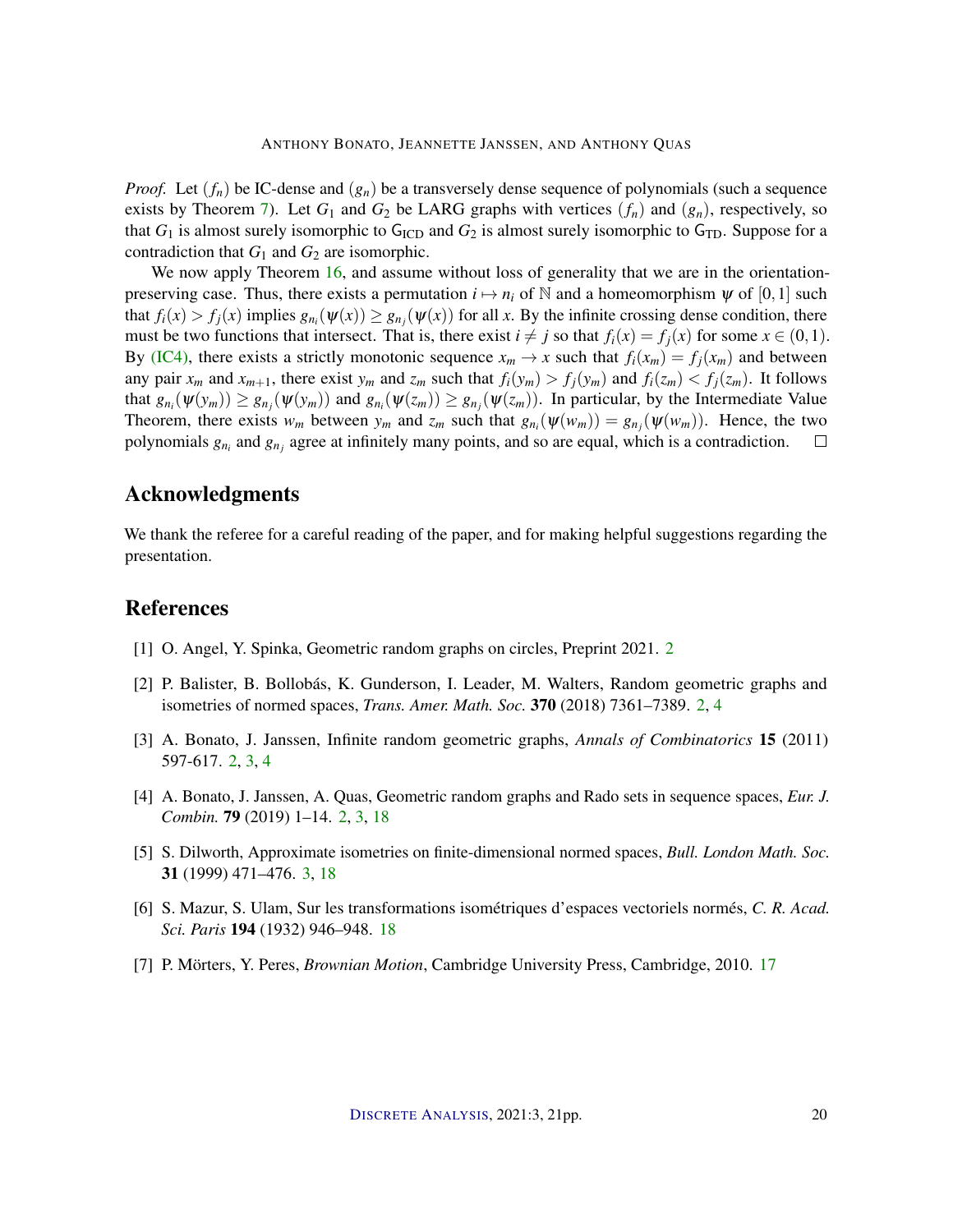*Proof.* Let $(f_n)$ be IC-dense and $(g_n)$ be a transversely dense sequence of polynomials (such a sequence exists by Theorem 7). Let $G_1$ and $G_2$ be LARG graphs with vertices $(f_n)$ and $(g_n)$, respectively, so that $G_1$ is almost surely isomorphic to $\mathsf{G}_{\mathrm{ICD}}$ and $G_2$ is almost surely isomorphic to $\mathsf{G}_{\mathrm{TD}}$. Suppose for a contradiction that $G_1$ and $G_2$ are isomorphic.

We now apply Theorem 16, and assume without loss of generality that we are in the orientation-preserving case. Thus, there exists a permutation $i \mapsto n_i$ of $\mathbb{N}$ and a homeomorphism $\psi$ of $[0,1]$ such that $f_i(x) > f_j(x)$ implies $g_{n_i}(\psi(x)) \geq g_{n_j}(\psi(x))$ for all $x$. By the infinite crossing dense condition, there must be two functions that intersect. That is, there exist $i \neq j$ so that $f_i(x) = f_j(x)$ for some $x \in (0,1)$. By (IC4), there exists a strictly monotonic sequence $x_m \to x$ such that $f_i(x_m) = f_j(x_m)$ and between any pair $x_m$ and $x_{m+1}$, there exist $y_m$ and $z_m$ such that $f_i(y_m) > f_j(y_m)$ and $f_i(z_m) < f_j(z_m)$. It follows that $g_{n_i}(\psi(y_m)) \geq g_{n_j}(\psi(y_m))$ and $g_{n_i}(\psi(z_m)) \geq g_{n_j}(\psi(z_m))$. In particular, by the Intermediate Value Theorem, there exists $w_m$ between $y_m$ and $z_m$ such that $g_{n_i}(\psi(w_m)) = g_{n_j}(\psi(w_m))$. Hence, the two polynomials $g_{n_i}$ and $g_{n_j}$ agree at infinitely many points, and so are equal, which is a contradiction. ☐

## Acknowledgments

We thank the referee for a careful reading of the paper, and for making helpful suggestions regarding the presentation.

## References

[1] O. Angel, Y. Spinka, Geometric random graphs on circles, Preprint 2021. 2

[2] P. Balister, B. Bollobás, K. Gunderson, I. Leader, M. Walters, Random geometric graphs and isometries of normed spaces, *Trans. Amer. Math. Soc.* **370** (2018) 7361–7389. 2, 4

[3] A. Bonato, J. Janssen, Infinite random geometric graphs, *Annals of Combinatorics* **15** (2011) 597-617. 2, 3, 4

[4] A. Bonato, J. Janssen, A. Quas, Geometric random graphs and Rado sets in sequence spaces, *Eur. J. Combin.* **79** (2019) 1–14. 2, 3, 18

[5] S. Dilworth, Approximate isometries on finite-dimensional normed spaces, *Bull. London Math. Soc.* **31** (1999) 471–476. 3, 18

[6] S. Mazur, S. Ulam, Sur les transformations isométriques d'espaces vectoriels normés, *C. R. Acad. Sci. Paris* **194** (1932) 946–948. 18

[7] P. Mörters, Y. Peres, *Brownian Motion*, Cambridge University Press, Cambridge, 2010. 17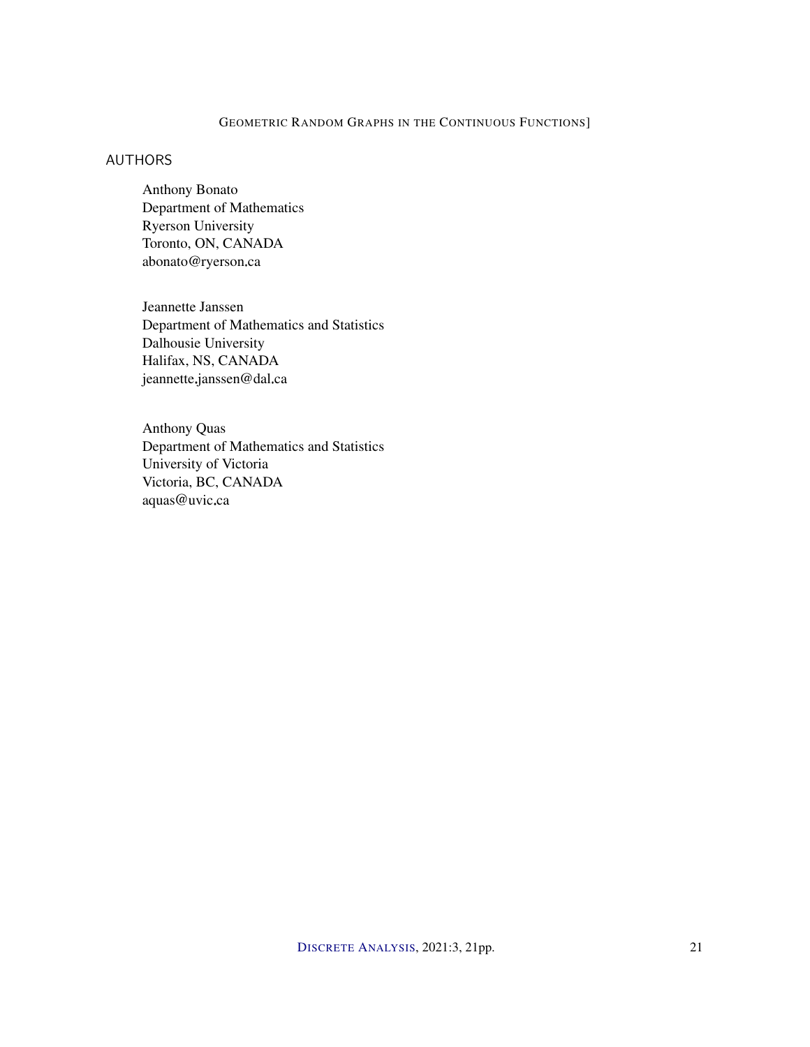## AUTHORS

Anthony Bonato
Department of Mathematics
Ryerson University
Toronto, ON, CANADA
abonato@ryerson.ca

Jeannette Janssen
Department of Mathematics and Statistics
Dalhousie University
Halifax, NS, CANADA
jeannette.janssen@dal.ca

Anthony Quas
Department of Mathematics and Statistics
University of Victoria
Victoria, BC, CANADA
aquas@uvic.ca